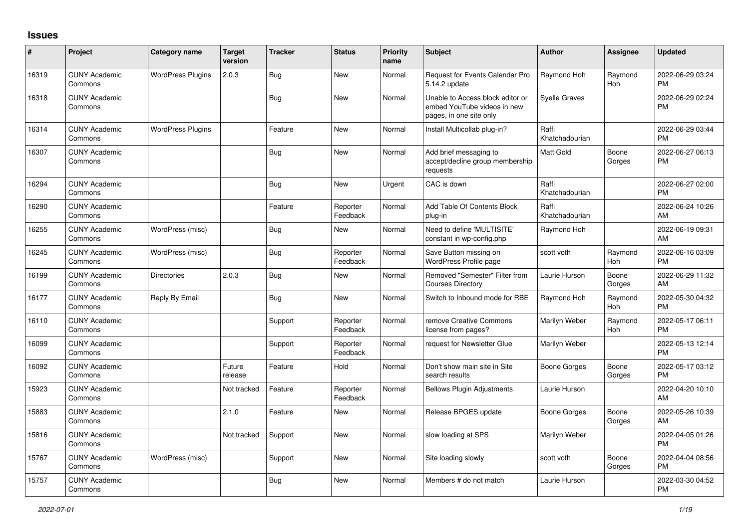## Issues

| # | Project | Category name | Target version | Tracker | Status | Priority name | Subject | Author | Assignee | Updated |
|---|---|---|---|---|---|---|---|---|---|---|
| 16319 | CUNY Academic Commons | WordPress Plugins | 2.0.3 | Bug | New | Normal | Request for Events Calendar Pro 5.14.2 update | Raymond Hoh | Raymond Hoh | 2022-06-29 03:24 PM |
| 16318 | CUNY Academic Commons | | | Bug | New | Normal | Unable to Access block editor or embed YouTube videos in new pages, in one site only | Syelle Graves | | 2022-06-29 02:24 PM |
| 16314 | CUNY Academic Commons | WordPress Plugins | | Feature | New | Normal | Install Multicollab plug-in? | Raffi Khatchadourian | | 2022-06-29 03:44 PM |
| 16307 | CUNY Academic Commons | | | Bug | New | Normal | Add brief messaging to accept/decline group membership requests | Matt Gold | Boone Gorges | 2022-06-27 06:13 PM |
| 16294 | CUNY Academic Commons | | | Bug | New | Urgent | CAC is down | Raffi Khatchadourian | | 2022-06-27 02:00 PM |
| 16290 | CUNY Academic Commons | | | Feature | Reporter Feedback | Normal | Add Table Of Contents Block plug-in | Raffi Khatchadourian | | 2022-06-24 10:26 AM |
| 16255 | CUNY Academic Commons | WordPress (misc) | | Bug | New | Normal | Need to define 'MULTISITE' constant in wp-config.php | Raymond Hoh | | 2022-06-19 09:31 AM |
| 16245 | CUNY Academic Commons | WordPress (misc) | | Bug | Reporter Feedback | Normal | Save Button missing on WordPress Profile page | scott voth | Raymond Hoh | 2022-06-16 03:09 PM |
| 16199 | CUNY Academic Commons | Directories | 2.0.3 | Bug | New | Normal | Removed "Semester" Filter from Courses Directory | Laurie Hurson | Boone Gorges | 2022-06-29 11:32 AM |
| 16177 | CUNY Academic Commons | Reply By Email | | Bug | New | Normal | Switch to Inbound mode for RBE | Raymond Hoh | Raymond Hoh | 2022-05-30 04:32 PM |
| 16110 | CUNY Academic Commons | | | Support | Reporter Feedback | Normal | remove Creative Commons license from pages? | Marilyn Weber | Raymond Hoh | 2022-05-17 06:11 PM |
| 16099 | CUNY Academic Commons | | | Support | Reporter Feedback | Normal | request for Newsletter Glue | Marilyn Weber | | 2022-05-13 12:14 PM |
| 16092 | CUNY Academic Commons | | Future release | Feature | Hold | Normal | Don't show main site in Site search results | Boone Gorges | Boone Gorges | 2022-05-17 03:12 PM |
| 15923 | CUNY Academic Commons | | Not tracked | Feature | Reporter Feedback | Normal | Bellows Plugin Adjustments | Laurie Hurson | | 2022-04-20 10:10 AM |
| 15883 | CUNY Academic Commons | | 2.1.0 | Feature | New | Normal | Release BPGES update | Boone Gorges | Boone Gorges | 2022-05-26 10:39 AM |
| 15816 | CUNY Academic Commons | | Not tracked | Support | New | Normal | slow loading at SPS | Marilyn Weber | | 2022-04-05 01:26 PM |
| 15767 | CUNY Academic Commons | WordPress (misc) | | Support | New | Normal | Site loading slowly | scott voth | Boone Gorges | 2022-04-04 08:56 PM |
| 15757 | CUNY Academic Commons | | | Bug | New | Normal | Members # do not match | Laurie Hurson | | 2022-03-30 04:52 PM |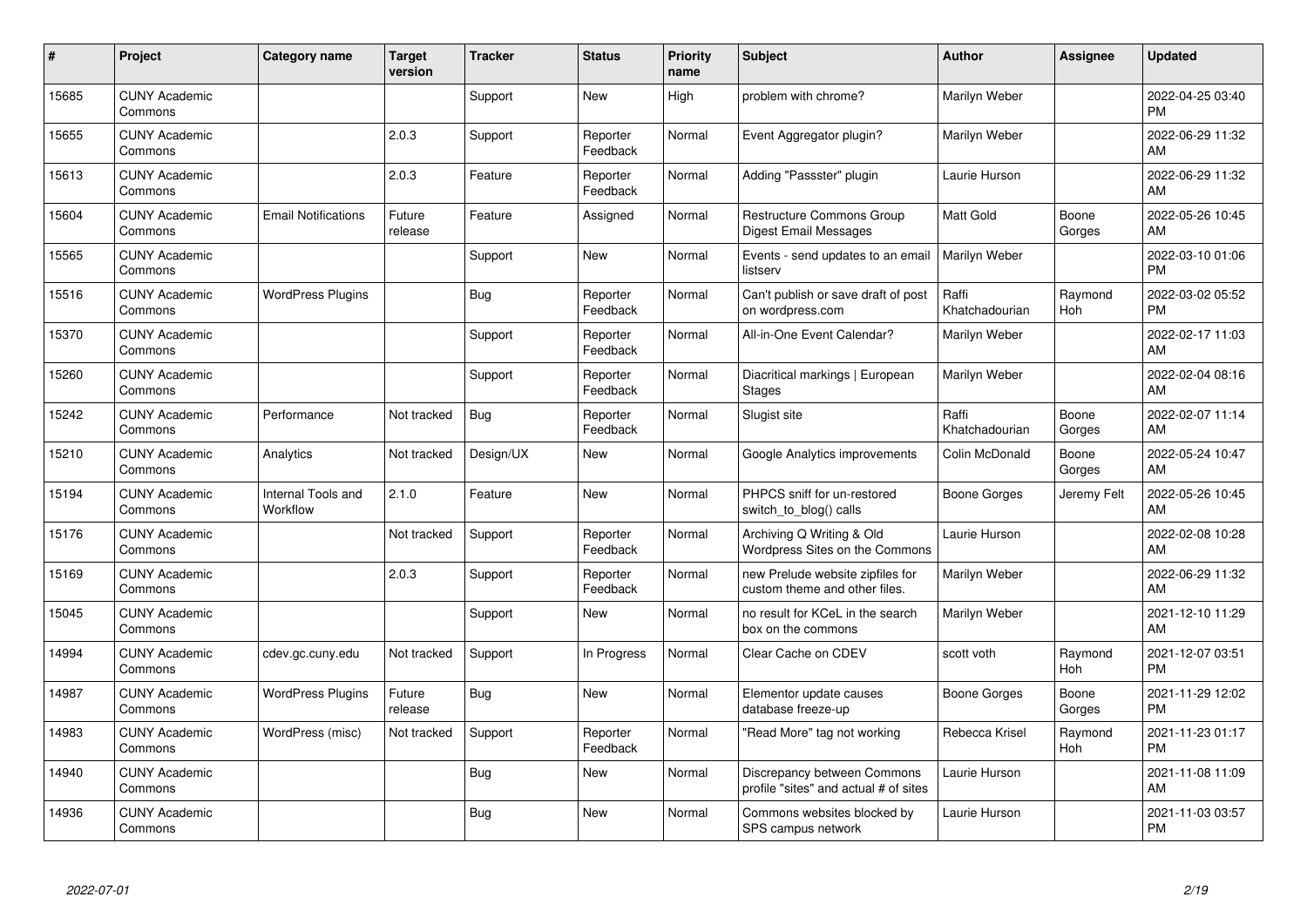| # | Project | Category name | Target version | Tracker | Status | Priority name | Subject | Author | Assignee | Updated |
|---|---|---|---|---|---|---|---|---|---|---|
| 15685 | CUNY Academic Commons | | | Support | New | High | problem with chrome? | Marilyn Weber | | 2022-04-25 03:40 PM |
| 15655 | CUNY Academic Commons | | 2.0.3 | Support | Reporter Feedback | Normal | Event Aggregator plugin? | Marilyn Weber | | 2022-06-29 11:32 AM |
| 15613 | CUNY Academic Commons | | 2.0.3 | Feature | Reporter Feedback | Normal | Adding "Passster" plugin | Laurie Hurson | | 2022-06-29 11:32 AM |
| 15604 | CUNY Academic Commons | Email Notifications | Future release | Feature | Assigned | Normal | Restructure Commons Group Digest Email Messages | Matt Gold | Boone Gorges | 2022-05-26 10:45 AM |
| 15565 | CUNY Academic Commons | | | Support | New | Normal | Events - send updates to an email listserv | Marilyn Weber | | 2022-03-10 01:06 PM |
| 15516 | CUNY Academic Commons | WordPress Plugins | | Bug | Reporter Feedback | Normal | Can't publish or save draft of post on wordpress.com | Raffi Khatchadourian | Raymond Hoh | 2022-03-02 05:52 PM |
| 15370 | CUNY Academic Commons | | | Support | Reporter Feedback | Normal | All-in-One Event Calendar? | Marilyn Weber | | 2022-02-17 11:03 AM |
| 15260 | CUNY Academic Commons | | | Support | Reporter Feedback | Normal | Diacritical markings \| European Stages | Marilyn Weber | | 2022-02-04 08:16 AM |
| 15242 | CUNY Academic Commons | Performance | Not tracked | Bug | Reporter Feedback | Normal | Slugist site | Raffi Khatchadourian | Boone Gorges | 2022-02-07 11:14 AM |
| 15210 | CUNY Academic Commons | Analytics | Not tracked | Design/UX | New | Normal | Google Analytics improvements | Colin McDonald | Boone Gorges | 2022-05-24 10:47 AM |
| 15194 | CUNY Academic Commons | Internal Tools and Workflow | 2.1.0 | Feature | New | Normal | PHPCS sniff for un-restored switch_to_blog() calls | Boone Gorges | Jeremy Felt | 2022-05-26 10:45 AM |
| 15176 | CUNY Academic Commons | | Not tracked | Support | Reporter Feedback | Normal | Archiving Q Writing & Old Wordpress Sites on the Commons | Laurie Hurson | | 2022-02-08 10:28 AM |
| 15169 | CUNY Academic Commons | | 2.0.3 | Support | Reporter Feedback | Normal | new Prelude website zipfiles for custom theme and other files. | Marilyn Weber | | 2022-06-29 11:32 AM |
| 15045 | CUNY Academic Commons | | | Support | New | Normal | no result for KCeL in the search box on the commons | Marilyn Weber | | 2021-12-10 11:29 AM |
| 14994 | CUNY Academic Commons | cdev.gc.cuny.edu | Not tracked | Support | In Progress | Normal | Clear Cache on CDEV | scott voth | Raymond Hoh | 2021-12-07 03:51 PM |
| 14987 | CUNY Academic Commons | WordPress Plugins | Future release | Bug | New | Normal | Elementor update causes database freeze-up | Boone Gorges | Boone Gorges | 2021-11-29 12:02 PM |
| 14983 | CUNY Academic Commons | WordPress (misc) | Not tracked | Support | Reporter Feedback | Normal | "Read More" tag not working | Rebecca Krisel | Raymond Hoh | 2021-11-23 01:17 PM |
| 14940 | CUNY Academic Commons | | | Bug | New | Normal | Discrepancy between Commons profile "sites" and actual # of sites | Laurie Hurson | | 2021-11-08 11:09 AM |
| 14936 | CUNY Academic Commons | | | Bug | New | Normal | Commons websites blocked by SPS campus network | Laurie Hurson | | 2021-11-03 03:57 PM |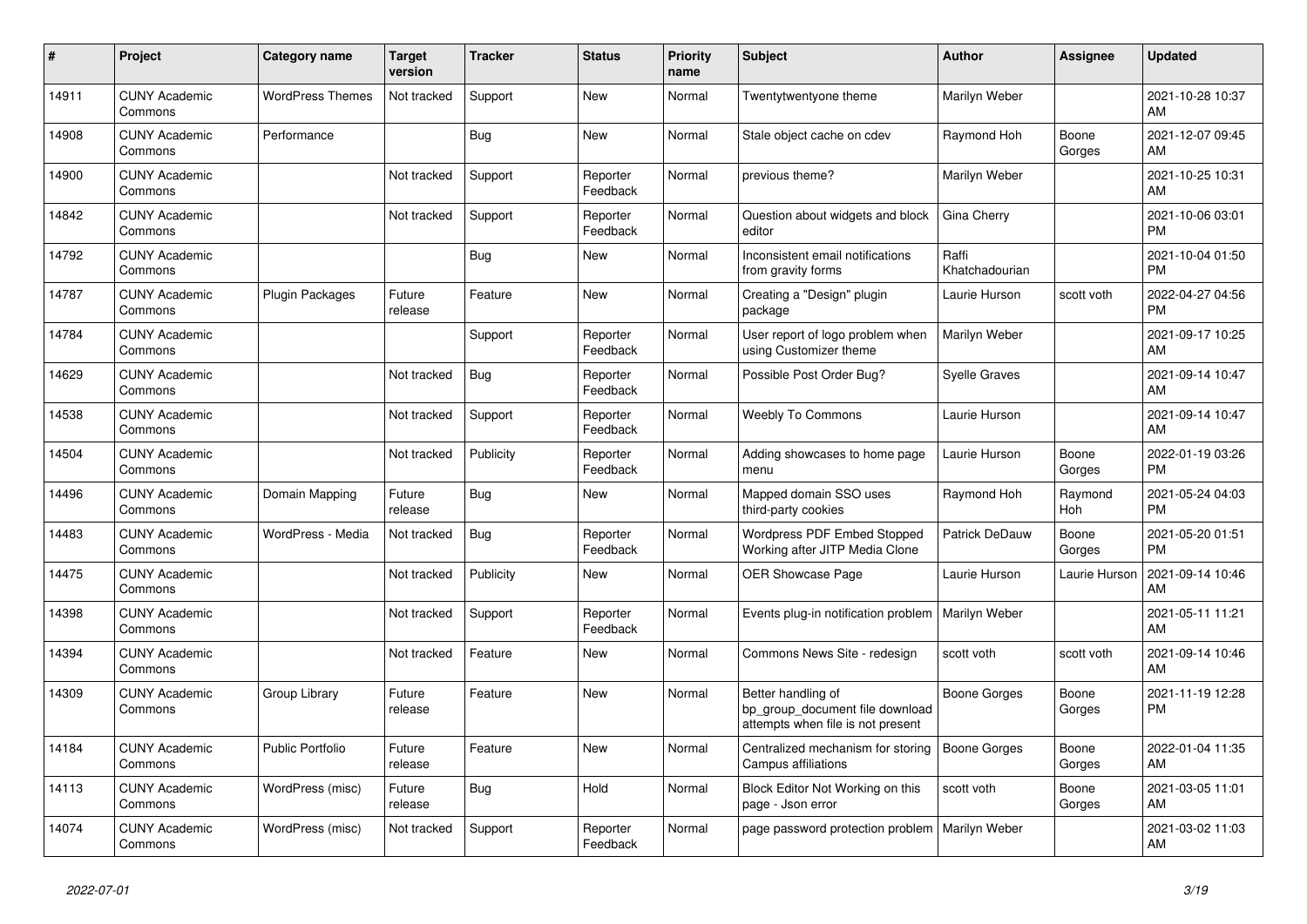| # | Project | Category name | Target version | Tracker | Status | Priority name | Subject | Author | Assignee | Updated |
|---|---|---|---|---|---|---|---|---|---|---|
| 14911 | CUNY Academic Commons | WordPress Themes | Not tracked | Support | New | Normal | Twentytwentyone theme | Marilyn Weber | | 2021-10-28 10:37 AM |
| 14908 | CUNY Academic Commons | Performance | | Bug | New | Normal | Stale object cache on cdev | Raymond Hoh | Boone Gorges | 2021-12-07 09:45 AM |
| 14900 | CUNY Academic Commons | | Not tracked | Support | Reporter Feedback | Normal | previous theme? | Marilyn Weber | | 2021-10-25 10:31 AM |
| 14842 | CUNY Academic Commons | | Not tracked | Support | Reporter Feedback | Normal | Question about widgets and block editor | Gina Cherry | | 2021-10-06 03:01 PM |
| 14792 | CUNY Academic Commons | | | Bug | New | Normal | Inconsistent email notifications from gravity forms | Raffi Khatchadourian | | 2021-10-04 01:50 PM |
| 14787 | CUNY Academic Commons | Plugin Packages | Future release | Feature | New | Normal | Creating a "Design" plugin package | Laurie Hurson | scott voth | 2022-04-27 04:56 PM |
| 14784 | CUNY Academic Commons | | | Support | Reporter Feedback | Normal | User report of logo problem when using Customizer theme | Marilyn Weber | | 2021-09-17 10:25 AM |
| 14629 | CUNY Academic Commons | | Not tracked | Bug | Reporter Feedback | Normal | Possible Post Order Bug? | Syelle Graves | | 2021-09-14 10:47 AM |
| 14538 | CUNY Academic Commons | | Not tracked | Support | Reporter Feedback | Normal | Weebly To Commons | Laurie Hurson | | 2021-09-14 10:47 AM |
| 14504 | CUNY Academic Commons | | Not tracked | Publicity | Reporter Feedback | Normal | Adding showcases to home page menu | Laurie Hurson | Boone Gorges | 2022-01-19 03:26 PM |
| 14496 | CUNY Academic Commons | Domain Mapping | Future release | Bug | New | Normal | Mapped domain SSO uses third-party cookies | Raymond Hoh | Raymond Hoh | 2021-05-24 04:03 PM |
| 14483 | CUNY Academic Commons | WordPress - Media | Not tracked | Bug | Reporter Feedback | Normal | Wordpress PDF Embed Stopped Working after JITP Media Clone | Patrick DeDauw | Boone Gorges | 2021-05-20 01:51 PM |
| 14475 | CUNY Academic Commons | | Not tracked | Publicity | New | Normal | OER Showcase Page | Laurie Hurson | Laurie Hurson | 2021-09-14 10:46 AM |
| 14398 | CUNY Academic Commons | | Not tracked | Support | Reporter Feedback | Normal | Events plug-in notification problem | Marilyn Weber | | 2021-05-11 11:21 AM |
| 14394 | CUNY Academic Commons | | Not tracked | Feature | New | Normal | Commons News Site - redesign | scott voth | scott voth | 2021-09-14 10:46 AM |
| 14309 | CUNY Academic Commons | Group Library | Future release | Feature | New | Normal | Better handling of bp_group_document file download attempts when file is not present | Boone Gorges | Boone Gorges | 2021-11-19 12:28 PM |
| 14184 | CUNY Academic Commons | Public Portfolio | Future release | Feature | New | Normal | Centralized mechanism for storing Campus affiliations | Boone Gorges | Boone Gorges | 2022-01-04 11:35 AM |
| 14113 | CUNY Academic Commons | WordPress (misc) | Future release | Bug | Hold | Normal | Block Editor Not Working on this page - Json error | scott voth | Boone Gorges | 2021-03-05 11:01 AM |
| 14074 | CUNY Academic Commons | WordPress (misc) | Not tracked | Support | Reporter Feedback | Normal | page password protection problem | Marilyn Weber | | 2021-03-02 11:03 AM |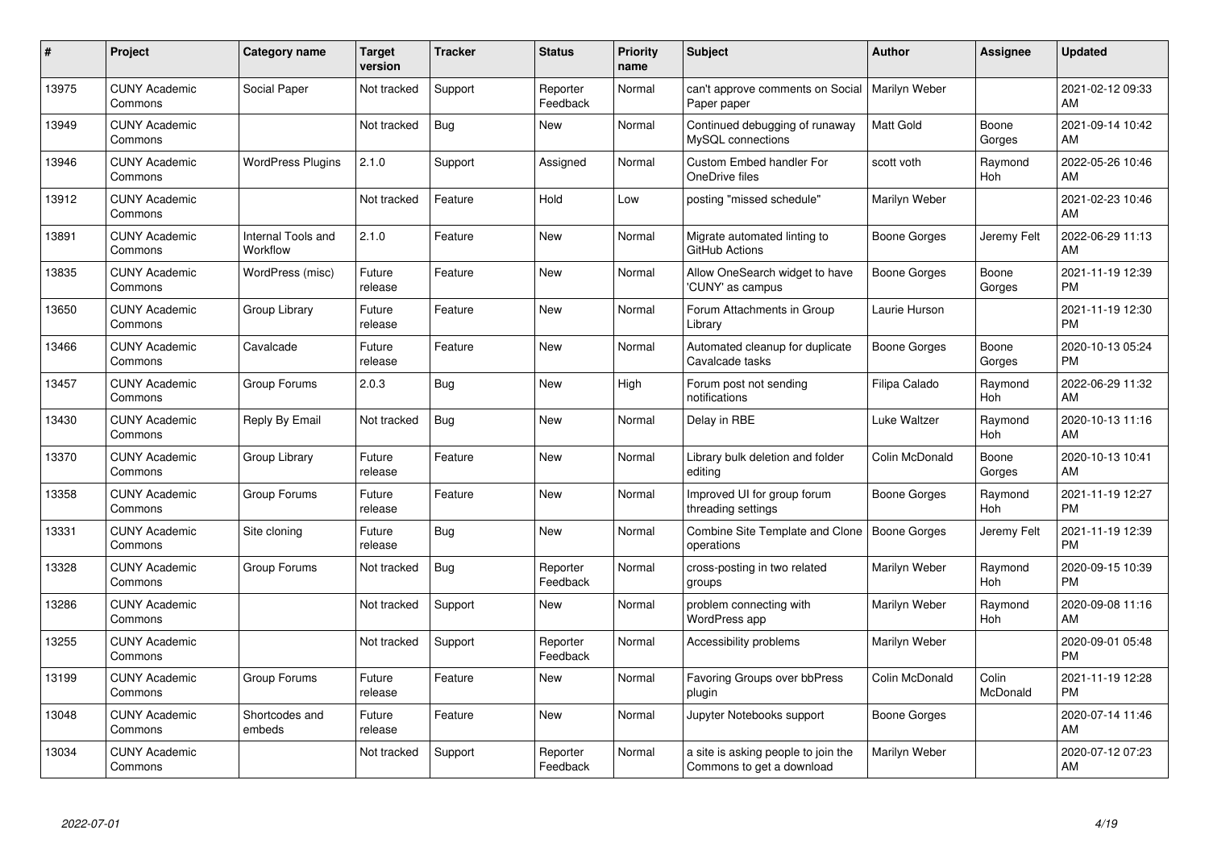| # | Project | Category name | Target version | Tracker | Status | Priority name | Subject | Author | Assignee | Updated |
|---|---|---|---|---|---|---|---|---|---|---|
| 13975 | CUNY Academic Commons | Social Paper | Not tracked | Support | Reporter Feedback | Normal | can't approve comments on Social Paper paper | Marilyn Weber | | 2021-02-12 09:33 AM |
| 13949 | CUNY Academic Commons | | Not tracked | Bug | New | Normal | Continued debugging of runaway MySQL connections | Matt Gold | Boone Gorges | 2021-09-14 10:42 AM |
| 13946 | CUNY Academic Commons | WordPress Plugins | 2.1.0 | Support | Assigned | Normal | Custom Embed handler For OneDrive files | scott voth | Raymond Hoh | 2022-05-26 10:46 AM |
| 13912 | CUNY Academic Commons | | Not tracked | Feature | Hold | Low | posting "missed schedule" | Marilyn Weber | | 2021-02-23 10:46 AM |
| 13891 | CUNY Academic Commons | Internal Tools and Workflow | 2.1.0 | Feature | New | Normal | Migrate automated linting to GitHub Actions | Boone Gorges | Jeremy Felt | 2022-06-29 11:13 AM |
| 13835 | CUNY Academic Commons | WordPress (misc) | Future release | Feature | New | Normal | Allow OneSearch widget to have 'CUNY' as campus | Boone Gorges | Boone Gorges | 2021-11-19 12:39 PM |
| 13650 | CUNY Academic Commons | Group Library | Future release | Feature | New | Normal | Forum Attachments in Group Library | Laurie Hurson | | 2021-11-19 12:30 PM |
| 13466 | CUNY Academic Commons | Cavalcade | Future release | Feature | New | Normal | Automated cleanup for duplicate Cavalcade tasks | Boone Gorges | Boone Gorges | 2020-10-13 05:24 PM |
| 13457 | CUNY Academic Commons | Group Forums | 2.0.3 | Bug | New | High | Forum post not sending notifications | Filipa Calado | Raymond Hoh | 2022-06-29 11:32 AM |
| 13430 | CUNY Academic Commons | Reply By Email | Not tracked | Bug | New | Normal | Delay in RBE | Luke Waltzer | Raymond Hoh | 2020-10-13 11:16 AM |
| 13370 | CUNY Academic Commons | Group Library | Future release | Feature | New | Normal | Library bulk deletion and folder editing | Colin McDonald | Boone Gorges | 2020-10-13 10:41 AM |
| 13358 | CUNY Academic Commons | Group Forums | Future release | Feature | New | Normal | Improved UI for group forum threading settings | Boone Gorges | Raymond Hoh | 2021-11-19 12:27 PM |
| 13331 | CUNY Academic Commons | Site cloning | Future release | Bug | New | Normal | Combine Site Template and Clone operations | Boone Gorges | Jeremy Felt | 2021-11-19 12:39 PM |
| 13328 | CUNY Academic Commons | Group Forums | Not tracked | Bug | Reporter Feedback | Normal | cross-posting in two related groups | Marilyn Weber | Raymond Hoh | 2020-09-15 10:39 PM |
| 13286 | CUNY Academic Commons | | Not tracked | Support | New | Normal | problem connecting with WordPress app | Marilyn Weber | Raymond Hoh | 2020-09-08 11:16 AM |
| 13255 | CUNY Academic Commons | | Not tracked | Support | Reporter Feedback | Normal | Accessibility problems | Marilyn Weber | | 2020-09-01 05:48 PM |
| 13199 | CUNY Academic Commons | Group Forums | Future release | Feature | New | Normal | Favoring Groups over bbPress plugin | Colin McDonald | Colin McDonald | 2021-11-19 12:28 PM |
| 13048 | CUNY Academic Commons | Shortcodes and embeds | Future release | Feature | New | Normal | Jupyter Notebooks support | Boone Gorges | | 2020-07-14 11:46 AM |
| 13034 | CUNY Academic Commons | | Not tracked | Support | Reporter Feedback | Normal | a site is asking people to join the Commons to get a download | Marilyn Weber | | 2020-07-12 07:23 AM |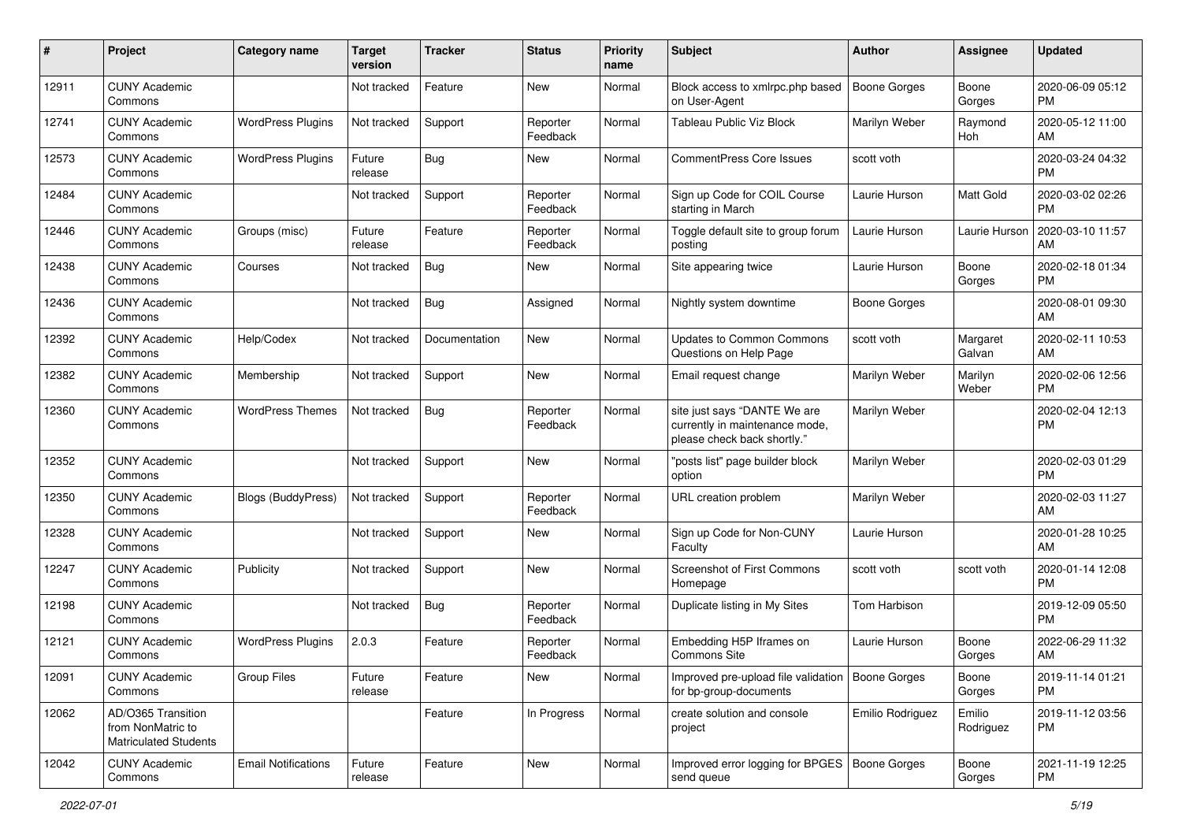| # | Project | Category name | Target version | Tracker | Status | Priority name | Subject | Author | Assignee | Updated |
|---|---|---|---|---|---|---|---|---|---|---|
| 12911 | CUNY Academic Commons | | Not tracked | Feature | New | Normal | Block access to xmlrpc.php based on User-Agent | Boone Gorges | Boone Gorges | 2020-06-09 05:12 PM |
| 12741 | CUNY Academic Commons | WordPress Plugins | Not tracked | Support | Reporter Feedback | Normal | Tableau Public Viz Block | Marilyn Weber | Raymond Hoh | 2020-05-12 11:00 AM |
| 12573 | CUNY Academic Commons | WordPress Plugins | Future release | Bug | New | Normal | CommentPress Core Issues | scott voth | | 2020-03-24 04:32 PM |
| 12484 | CUNY Academic Commons | | Not tracked | Support | Reporter Feedback | Normal | Sign up Code for COIL Course starting in March | Laurie Hurson | Matt Gold | 2020-03-02 02:26 PM |
| 12446 | CUNY Academic Commons | Groups (misc) | Future release | Feature | Reporter Feedback | Normal | Toggle default site to group forum posting | Laurie Hurson | Laurie Hurson | 2020-03-10 11:57 AM |
| 12438 | CUNY Academic Commons | Courses | Not tracked | Bug | New | Normal | Site appearing twice | Laurie Hurson | Boone Gorges | 2020-02-18 01:34 PM |
| 12436 | CUNY Academic Commons | | Not tracked | Bug | Assigned | Normal | Nightly system downtime | Boone Gorges | | 2020-08-01 09:30 AM |
| 12392 | CUNY Academic Commons | Help/Codex | Not tracked | Documentation | New | Normal | Updates to Common Commons Questions on Help Page | scott voth | Margaret Galvan | 2020-02-11 10:53 AM |
| 12382 | CUNY Academic Commons | Membership | Not tracked | Support | New | Normal | Email request change | Marilyn Weber | Marilyn Weber | 2020-02-06 12:56 PM |
| 12360 | CUNY Academic Commons | WordPress Themes | Not tracked | Bug | Reporter Feedback | Normal | site just says "DANTE We are currently in maintenance mode, please check back shortly." | Marilyn Weber | | 2020-02-04 12:13 PM |
| 12352 | CUNY Academic Commons | | Not tracked | Support | New | Normal | "posts list" page builder block option | Marilyn Weber | | 2020-02-03 01:29 PM |
| 12350 | CUNY Academic Commons | Blogs (BuddyPress) | Not tracked | Support | Reporter Feedback | Normal | URL creation problem | Marilyn Weber | | 2020-02-03 11:27 AM |
| 12328 | CUNY Academic Commons | | Not tracked | Support | New | Normal | Sign up Code for Non-CUNY Faculty | Laurie Hurson | | 2020-01-28 10:25 AM |
| 12247 | CUNY Academic Commons | Publicity | Not tracked | Support | New | Normal | Screenshot of First Commons Homepage | scott voth | scott voth | 2020-01-14 12:08 PM |
| 12198 | CUNY Academic Commons | | Not tracked | Bug | Reporter Feedback | Normal | Duplicate listing in My Sites | Tom Harbison | | 2019-12-09 05:50 PM |
| 12121 | CUNY Academic Commons | WordPress Plugins | 2.0.3 | Feature | Reporter Feedback | Normal | Embedding H5P Iframes on Commons Site | Laurie Hurson | Boone Gorges | 2022-06-29 11:32 AM |
| 12091 | CUNY Academic Commons | Group Files | Future release | Feature | New | Normal | Improved pre-upload file validation for bp-group-documents | Boone Gorges | Boone Gorges | 2019-11-14 01:21 PM |
| 12062 | AD/O365 Transition from NonMatric to Matriculated Students | | | Feature | In Progress | Normal | create solution and console project | Emilio Rodriguez | Emilio Rodriguez | 2019-11-12 03:56 PM |
| 12042 | CUNY Academic Commons | Email Notifications | Future release | Feature | New | Normal | Improved error logging for BPGES send queue | Boone Gorges | Boone Gorges | 2021-11-19 12:25 PM |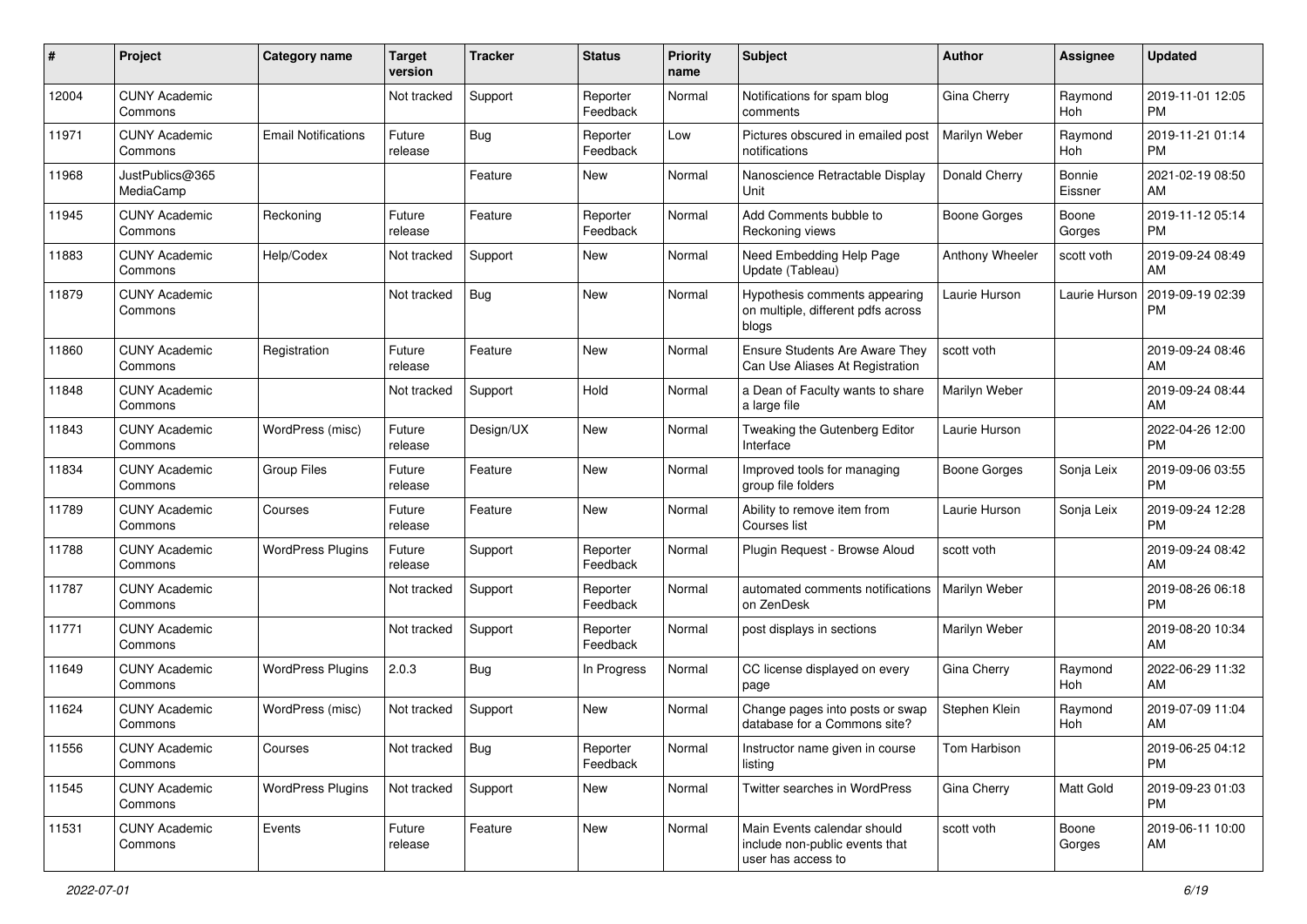| # | Project | Category name | Target version | Tracker | Status | Priority name | Subject | Author | Assignee | Updated |
|---|---|---|---|---|---|---|---|---|---|---|
| 12004 | CUNY Academic Commons | | Not tracked | Support | Reporter Feedback | Normal | Notifications for spam blog comments | Gina Cherry | Raymond Hoh | 2019-11-01 12:05 PM |
| 11971 | CUNY Academic Commons | Email Notifications | Future release | Bug | Reporter Feedback | Low | Pictures obscured in emailed post notifications | Marilyn Weber | Raymond Hoh | 2019-11-21 01:14 PM |
| 11968 | JustPublics@365 MediaCamp | | | Feature | New | Normal | Nanoscience Retractable Display Unit | Donald Cherry | Bonnie Eissner | 2021-02-19 08:50 AM |
| 11945 | CUNY Academic Commons | Reckoning | Future release | Feature | Reporter Feedback | Normal | Add Comments bubble to Reckoning views | Boone Gorges | Boone Gorges | 2019-11-12 05:14 PM |
| 11883 | CUNY Academic Commons | Help/Codex | Not tracked | Support | New | Normal | Need Embedding Help Page Update (Tableau) | Anthony Wheeler | scott voth | 2019-09-24 08:49 AM |
| 11879 | CUNY Academic Commons | | Not tracked | Bug | New | Normal | Hypothesis comments appearing on multiple, different pdfs across blogs | Laurie Hurson | Laurie Hurson | 2019-09-19 02:39 PM |
| 11860 | CUNY Academic Commons | Registration | Future release | Feature | New | Normal | Ensure Students Are Aware They Can Use Aliases At Registration | scott voth | | 2019-09-24 08:46 AM |
| 11848 | CUNY Academic Commons | | Not tracked | Support | Hold | Normal | a Dean of Faculty wants to share a large file | Marilyn Weber | | 2019-09-24 08:44 AM |
| 11843 | CUNY Academic Commons | WordPress (misc) | Future release | Design/UX | New | Normal | Tweaking the Gutenberg Editor Interface | Laurie Hurson | | 2022-04-26 12:00 PM |
| 11834 | CUNY Academic Commons | Group Files | Future release | Feature | New | Normal | Improved tools for managing group file folders | Boone Gorges | Sonja Leix | 2019-09-06 03:55 PM |
| 11789 | CUNY Academic Commons | Courses | Future release | Feature | New | Normal | Ability to remove item from Courses list | Laurie Hurson | Sonja Leix | 2019-09-24 12:28 PM |
| 11788 | CUNY Academic Commons | WordPress Plugins | Future release | Support | Reporter Feedback | Normal | Plugin Request - Browse Aloud | scott voth | | 2019-09-24 08:42 AM |
| 11787 | CUNY Academic Commons | | Not tracked | Support | Reporter Feedback | Normal | automated comments notifications on ZenDesk | Marilyn Weber | | 2019-08-26 06:18 PM |
| 11771 | CUNY Academic Commons | | Not tracked | Support | Reporter Feedback | Normal | post displays in sections | Marilyn Weber | | 2019-08-20 10:34 AM |
| 11649 | CUNY Academic Commons | WordPress Plugins | 2.0.3 | Bug | In Progress | Normal | CC license displayed on every page | Gina Cherry | Raymond Hoh | 2022-06-29 11:32 AM |
| 11624 | CUNY Academic Commons | WordPress (misc) | Not tracked | Support | New | Normal | Change pages into posts or swap database for a Commons site? | Stephen Klein | Raymond Hoh | 2019-07-09 11:04 AM |
| 11556 | CUNY Academic Commons | Courses | Not tracked | Bug | Reporter Feedback | Normal | Instructor name given in course listing | Tom Harbison | | 2019-06-25 04:12 PM |
| 11545 | CUNY Academic Commons | WordPress Plugins | Not tracked | Support | New | Normal | Twitter searches in WordPress | Gina Cherry | Matt Gold | 2019-09-23 01:03 PM |
| 11531 | CUNY Academic Commons | Events | Future release | Feature | New | Normal | Main Events calendar should include non-public events that user has access to | scott voth | Boone Gorges | 2019-06-11 10:00 AM |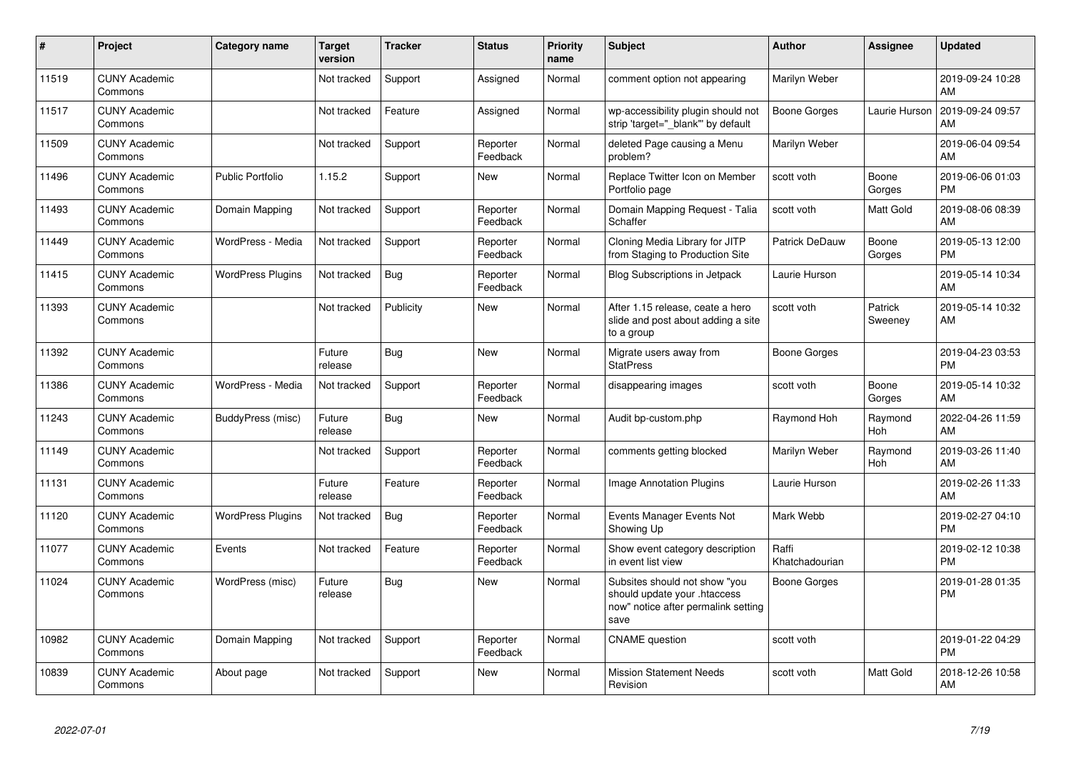| # | Project | Category name | Target version | Tracker | Status | Priority name | Subject | Author | Assignee | Updated |
|---|---|---|---|---|---|---|---|---|---|---|
| 11519 | CUNY Academic Commons | | Not tracked | Support | Assigned | Normal | comment option not appearing | Marilyn Weber | | 2019-09-24 10:28 AM |
| 11517 | CUNY Academic Commons | | Not tracked | Feature | Assigned | Normal | wp-accessibility plugin should not strip 'target="_blank"' by default | Boone Gorges | Laurie Hurson | 2019-09-24 09:57 AM |
| 11509 | CUNY Academic Commons | | Not tracked | Support | Reporter Feedback | Normal | deleted Page causing a Menu problem? | Marilyn Weber | | 2019-06-04 09:54 AM |
| 11496 | CUNY Academic Commons | Public Portfolio | 1.15.2 | Support | New | Normal | Replace Twitter Icon on Member Portfolio page | scott voth | Boone Gorges | 2019-06-06 01:03 PM |
| 11493 | CUNY Academic Commons | Domain Mapping | Not tracked | Support | Reporter Feedback | Normal | Domain Mapping Request - Talia Schaffer | scott voth | Matt Gold | 2019-08-06 08:39 AM |
| 11449 | CUNY Academic Commons | WordPress - Media | Not tracked | Support | Reporter Feedback | Normal | Cloning Media Library for JITP from Staging to Production Site | Patrick DeDauw | Boone Gorges | 2019-05-13 12:00 PM |
| 11415 | CUNY Academic Commons | WordPress Plugins | Not tracked | Bug | Reporter Feedback | Normal | Blog Subscriptions in Jetpack | Laurie Hurson | | 2019-05-14 10:34 AM |
| 11393 | CUNY Academic Commons | | Not tracked | Publicity | New | Normal | After 1.15 release, ceate a hero slide and post about adding a site to a group | scott voth | Patrick Sweeney | 2019-05-14 10:32 AM |
| 11392 | CUNY Academic Commons | | Future release | Bug | New | Normal | Migrate users away from StatPress | Boone Gorges | | 2019-04-23 03:53 PM |
| 11386 | CUNY Academic Commons | WordPress - Media | Not tracked | Support | Reporter Feedback | Normal | disappearing images | scott voth | Boone Gorges | 2019-05-14 10:32 AM |
| 11243 | CUNY Academic Commons | BuddyPress (misc) | Future release | Bug | New | Normal | Audit bp-custom.php | Raymond Hoh | Raymond Hoh | 2022-04-26 11:59 AM |
| 11149 | CUNY Academic Commons | | Not tracked | Support | Reporter Feedback | Normal | comments getting blocked | Marilyn Weber | Raymond Hoh | 2019-03-26 11:40 AM |
| 11131 | CUNY Academic Commons | | Future release | Feature | Reporter Feedback | Normal | Image Annotation Plugins | Laurie Hurson | | 2019-02-26 11:33 AM |
| 11120 | CUNY Academic Commons | WordPress Plugins | Not tracked | Bug | Reporter Feedback | Normal | Events Manager Events Not Showing Up | Mark Webb | | 2019-02-27 04:10 PM |
| 11077 | CUNY Academic Commons | Events | Not tracked | Feature | Reporter Feedback | Normal | Show event category description in event list view | Raffi Khatchadourian | | 2019-02-12 10:38 PM |
| 11024 | CUNY Academic Commons | WordPress (misc) | Future release | Bug | New | Normal | Subsites should not show "you should update your .htaccess now" notice after permalink setting save | Boone Gorges | | 2019-01-28 01:35 PM |
| 10982 | CUNY Academic Commons | Domain Mapping | Not tracked | Support | Reporter Feedback | Normal | CNAME question | scott voth | | 2019-01-22 04:29 PM |
| 10839 | CUNY Academic Commons | About page | Not tracked | Support | New | Normal | Mission Statement Needs Revision | scott voth | Matt Gold | 2018-12-26 10:58 AM |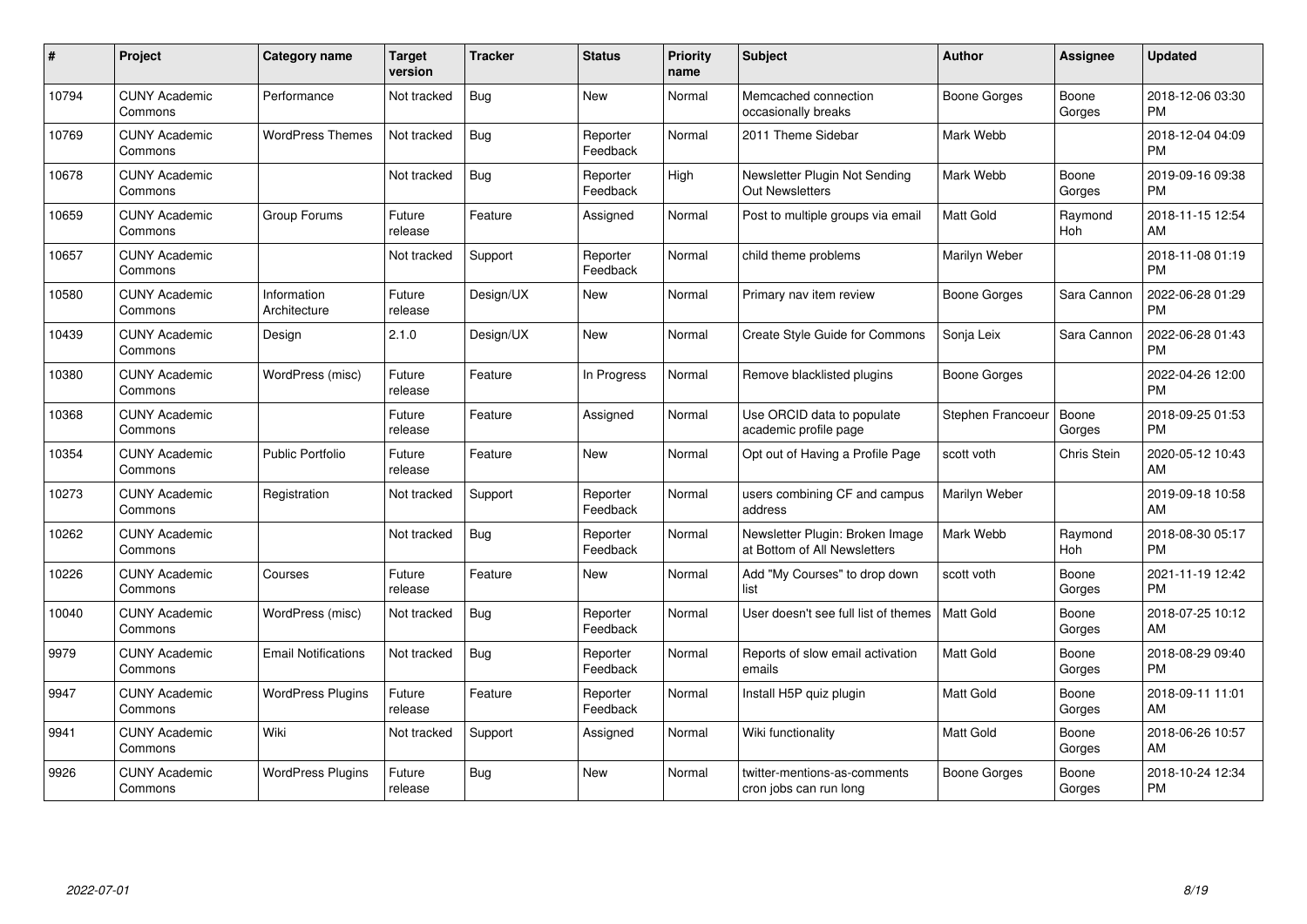| # | Project | Category name | Target version | Tracker | Status | Priority name | Subject | Author | Assignee | Updated |
|---|---|---|---|---|---|---|---|---|---|---|
| 10794 | CUNY Academic Commons | Performance | Not tracked | Bug | New | Normal | Memcached connection occasionally breaks | Boone Gorges | Boone Gorges | 2018-12-06 03:30 PM |
| 10769 | CUNY Academic Commons | WordPress Themes | Not tracked | Bug | Reporter Feedback | Normal | 2011 Theme Sidebar | Mark Webb | | 2018-12-04 04:09 PM |
| 10678 | CUNY Academic Commons | | Not tracked | Bug | Reporter Feedback | High | Newsletter Plugin Not Sending Out Newsletters | Mark Webb | Boone Gorges | 2019-09-16 09:38 PM |
| 10659 | CUNY Academic Commons | Group Forums | Future release | Feature | Assigned | Normal | Post to multiple groups via email | Matt Gold | Raymond Hoh | 2018-11-15 12:54 AM |
| 10657 | CUNY Academic Commons | | Not tracked | Support | Reporter Feedback | Normal | child theme problems | Marilyn Weber | | 2018-11-08 01:19 PM |
| 10580 | CUNY Academic Commons | Information Architecture | Future release | Design/UX | New | Normal | Primary nav item review | Boone Gorges | Sara Cannon | 2022-06-28 01:29 PM |
| 10439 | CUNY Academic Commons | Design | 2.1.0 | Design/UX | New | Normal | Create Style Guide for Commons | Sonja Leix | Sara Cannon | 2022-06-28 01:43 PM |
| 10380 | CUNY Academic Commons | WordPress (misc) | Future release | Feature | In Progress | Normal | Remove blacklisted plugins | Boone Gorges | | 2022-04-26 12:00 PM |
| 10368 | CUNY Academic Commons | | Future release | Feature | Assigned | Normal | Use ORCID data to populate academic profile page | Stephen Francoeur | Boone Gorges | 2018-09-25 01:53 PM |
| 10354 | CUNY Academic Commons | Public Portfolio | Future release | Feature | New | Normal | Opt out of Having a Profile Page | scott voth | Chris Stein | 2020-05-12 10:43 AM |
| 10273 | CUNY Academic Commons | Registration | Not tracked | Support | Reporter Feedback | Normal | users combining CF and campus address | Marilyn Weber | | 2019-09-18 10:58 AM |
| 10262 | CUNY Academic Commons | | Not tracked | Bug | Reporter Feedback | Normal | Newsletter Plugin: Broken Image at Bottom of All Newsletters | Mark Webb | Raymond Hoh | 2018-08-30 05:17 PM |
| 10226 | CUNY Academic Commons | Courses | Future release | Feature | New | Normal | Add "My Courses" to drop down list | scott voth | Boone Gorges | 2021-11-19 12:42 PM |
| 10040 | CUNY Academic Commons | WordPress (misc) | Not tracked | Bug | Reporter Feedback | Normal | User doesn't see full list of themes | Matt Gold | Boone Gorges | 2018-07-25 10:12 AM |
| 9979 | CUNY Academic Commons | Email Notifications | Not tracked | Bug | Reporter Feedback | Normal | Reports of slow email activation emails | Matt Gold | Boone Gorges | 2018-08-29 09:40 PM |
| 9947 | CUNY Academic Commons | WordPress Plugins | Future release | Feature | Reporter Feedback | Normal | Install H5P quiz plugin | Matt Gold | Boone Gorges | 2018-09-11 11:01 AM |
| 9941 | CUNY Academic Commons | Wiki | Not tracked | Support | Assigned | Normal | Wiki functionality | Matt Gold | Boone Gorges | 2018-06-26 10:57 AM |
| 9926 | CUNY Academic Commons | WordPress Plugins | Future release | Bug | New | Normal | twitter-mentions-as-comments cron jobs can run long | Boone Gorges | Boone Gorges | 2018-10-24 12:34 PM |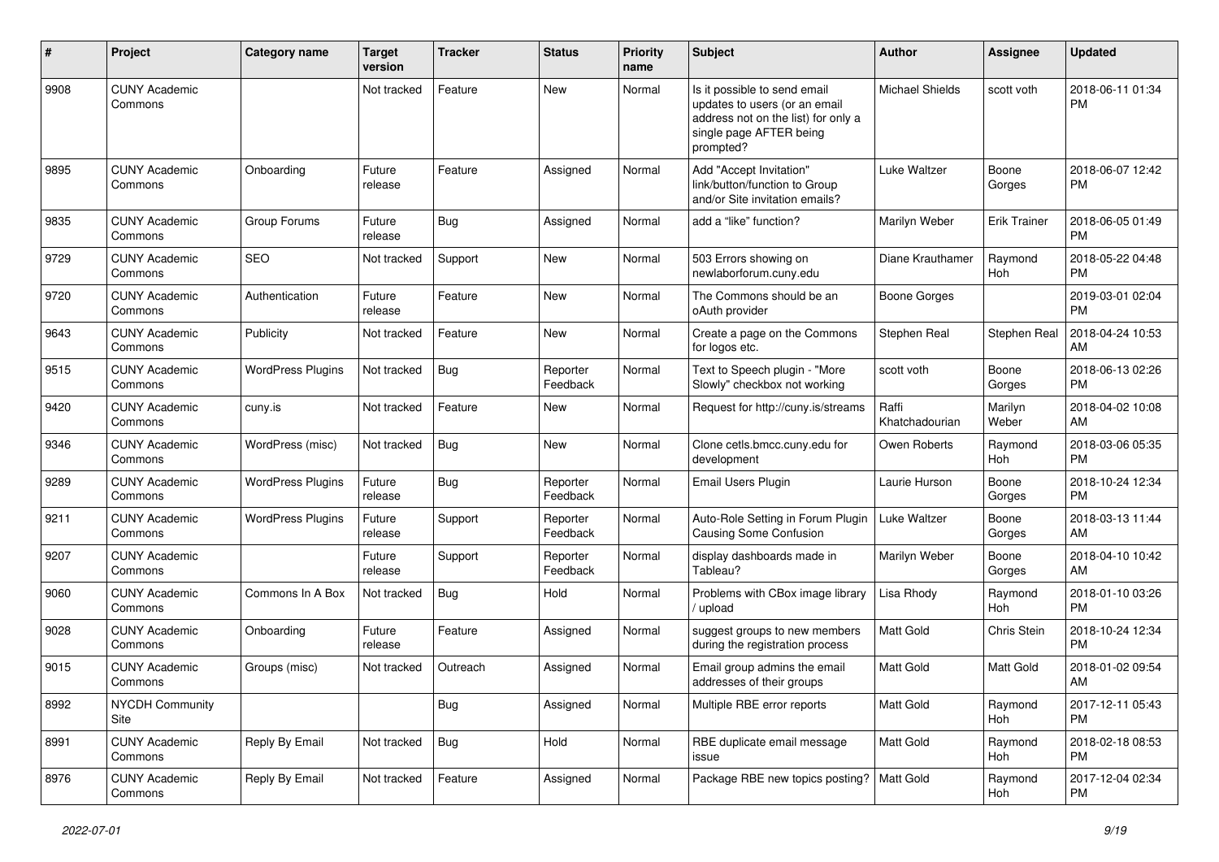| # | Project | Category name | Target version | Tracker | Status | Priority name | Subject | Author | Assignee | Updated |
|---|---|---|---|---|---|---|---|---|---|---|
| 9908 | CUNY Academic Commons | | Not tracked | Feature | New | Normal | Is it possible to send email updates to users (or an email address not on the list) for only a single page AFTER being prompted? | Michael Shields | scott voth | 2018-06-11 01:34 PM |
| 9895 | CUNY Academic Commons | Onboarding | Future release | Feature | Assigned | Normal | Add "Accept Invitation" link/button/function to Group and/or Site invitation emails? | Luke Waltzer | Boone Gorges | 2018-06-07 12:42 PM |
| 9835 | CUNY Academic Commons | Group Forums | Future release | Bug | Assigned | Normal | add a "like" function? | Marilyn Weber | Erik Trainer | 2018-06-05 01:49 PM |
| 9729 | CUNY Academic Commons | SEO | Not tracked | Support | New | Normal | 503 Errors showing on newlaborforum.cuny.edu | Diane Krauthamer | Raymond Hoh | 2018-05-22 04:48 PM |
| 9720 | CUNY Academic Commons | Authentication | Future release | Feature | New | Normal | The Commons should be an oAuth provider | Boone Gorges | | 2019-03-01 02:04 PM |
| 9643 | CUNY Academic Commons | Publicity | Not tracked | Feature | New | Normal | Create a page on the Commons for logos etc. | Stephen Real | Stephen Real | 2018-04-24 10:53 AM |
| 9515 | CUNY Academic Commons | WordPress Plugins | Not tracked | Bug | Reporter Feedback | Normal | Text to Speech plugin - "More Slowly" checkbox not working | scott voth | Boone Gorges | 2018-06-13 02:26 PM |
| 9420 | CUNY Academic Commons | cuny.is | Not tracked | Feature | New | Normal | Request for http://cuny.is/streams | Raffi Khatchadourian | Marilyn Weber | 2018-04-02 10:08 AM |
| 9346 | CUNY Academic Commons | WordPress (misc) | Not tracked | Bug | New | Normal | Clone cetls.bmcc.cuny.edu for development | Owen Roberts | Raymond Hoh | 2018-03-06 05:35 PM |
| 9289 | CUNY Academic Commons | WordPress Plugins | Future release | Bug | Reporter Feedback | Normal | Email Users Plugin | Laurie Hurson | Boone Gorges | 2018-10-24 12:34 PM |
| 9211 | CUNY Academic Commons | WordPress Plugins | Future release | Support | Reporter Feedback | Normal | Auto-Role Setting in Forum Plugin Causing Some Confusion | Luke Waltzer | Boone Gorges | 2018-03-13 11:44 AM |
| 9207 | CUNY Academic Commons | | Future release | Support | Reporter Feedback | Normal | display dashboards made in Tableau? | Marilyn Weber | Boone Gorges | 2018-04-10 10:42 AM |
| 9060 | CUNY Academic Commons | Commons In A Box | Not tracked | Bug | Hold | Normal | Problems with CBox image library / upload | Lisa Rhody | Raymond Hoh | 2018-01-10 03:26 PM |
| 9028 | CUNY Academic Commons | Onboarding | Future release | Feature | Assigned | Normal | suggest groups to new members during the registration process | Matt Gold | Chris Stein | 2018-10-24 12:34 PM |
| 9015 | CUNY Academic Commons | Groups (misc) | Not tracked | Outreach | Assigned | Normal | Email group admins the email addresses of their groups | Matt Gold | Matt Gold | 2018-01-02 09:54 AM |
| 8992 | NYCDH Community Site | | | Bug | Assigned | Normal | Multiple RBE error reports | Matt Gold | Raymond Hoh | 2017-12-11 05:43 PM |
| 8991 | CUNY Academic Commons | Reply By Email | Not tracked | Bug | Hold | Normal | RBE duplicate email message issue | Matt Gold | Raymond Hoh | 2018-02-18 08:53 PM |
| 8976 | CUNY Academic Commons | Reply By Email | Not tracked | Feature | Assigned | Normal | Package RBE new topics posting? | Matt Gold | Raymond Hoh | 2017-12-04 02:34 PM |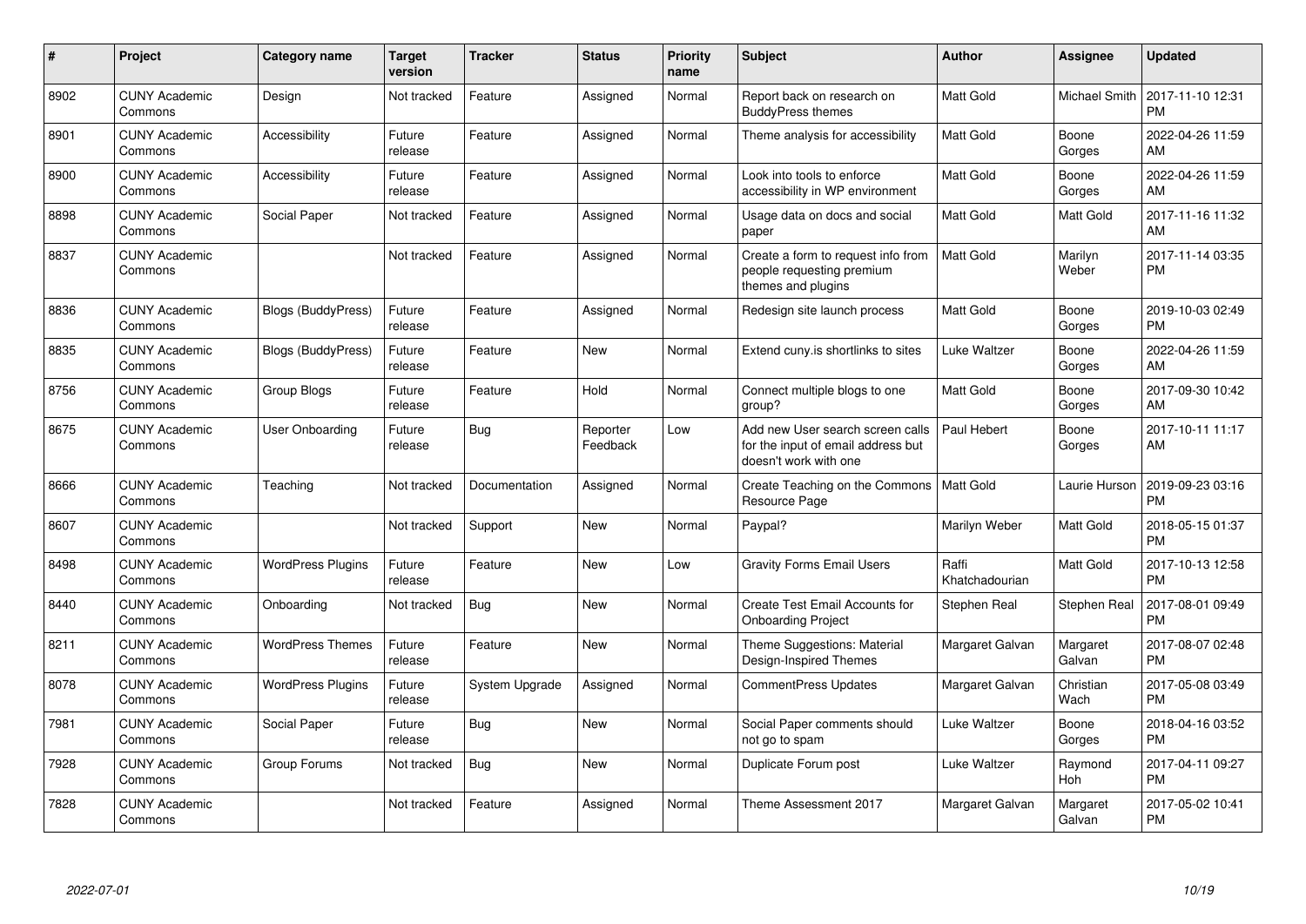| # | Project | Category name | Target version | Tracker | Status | Priority name | Subject | Author | Assignee | Updated |
|---|---|---|---|---|---|---|---|---|---|---|
| 8902 | CUNY Academic Commons | Design | Not tracked | Feature | Assigned | Normal | Report back on research on BuddyPress themes | Matt Gold | Michael Smith | 2017-11-10 12:31 PM |
| 8901 | CUNY Academic Commons | Accessibility | Future release | Feature | Assigned | Normal | Theme analysis for accessibility | Matt Gold | Boone Gorges | 2022-04-26 11:59 AM |
| 8900 | CUNY Academic Commons | Accessibility | Future release | Feature | Assigned | Normal | Look into tools to enforce accessibility in WP environment | Matt Gold | Boone Gorges | 2022-04-26 11:59 AM |
| 8898 | CUNY Academic Commons | Social Paper | Not tracked | Feature | Assigned | Normal | Usage data on docs and social paper | Matt Gold | Matt Gold | 2017-11-16 11:32 AM |
| 8837 | CUNY Academic Commons | | Not tracked | Feature | Assigned | Normal | Create a form to request info from people requesting premium themes and plugins | Matt Gold | Marilyn Weber | 2017-11-14 03:35 PM |
| 8836 | CUNY Academic Commons | Blogs (BuddyPress) | Future release | Feature | Assigned | Normal | Redesign site launch process | Matt Gold | Boone Gorges | 2019-10-03 02:49 PM |
| 8835 | CUNY Academic Commons | Blogs (BuddyPress) | Future release | Feature | New | Normal | Extend cuny.is shortlinks to sites | Luke Waltzer | Boone Gorges | 2022-04-26 11:59 AM |
| 8756 | CUNY Academic Commons | Group Blogs | Future release | Feature | Hold | Normal | Connect multiple blogs to one group? | Matt Gold | Boone Gorges | 2017-09-30 10:42 AM |
| 8675 | CUNY Academic Commons | User Onboarding | Future release | Bug | Reporter Feedback | Low | Add new User search screen calls for the input of email address but doesn't work with one | Paul Hebert | Boone Gorges | 2017-10-11 11:17 AM |
| 8666 | CUNY Academic Commons | Teaching | Not tracked | Documentation | Assigned | Normal | Create Teaching on the Commons Resource Page | Matt Gold | Laurie Hurson | 2019-09-23 03:16 PM |
| 8607 | CUNY Academic Commons | | Not tracked | Support | New | Normal | Paypal? | Marilyn Weber | Matt Gold | 2018-05-15 01:37 PM |
| 8498 | CUNY Academic Commons | WordPress Plugins | Future release | Feature | New | Low | Gravity Forms Email Users | Raffi Khatchadourian | Matt Gold | 2017-10-13 12:58 PM |
| 8440 | CUNY Academic Commons | Onboarding | Not tracked | Bug | New | Normal | Create Test Email Accounts for Onboarding Project | Stephen Real | Stephen Real | 2017-08-01 09:49 PM |
| 8211 | CUNY Academic Commons | WordPress Themes | Future release | Feature | New | Normal | Theme Suggestions: Material Design-Inspired Themes | Margaret Galvan | Margaret Galvan | 2017-08-07 02:48 PM |
| 8078 | CUNY Academic Commons | WordPress Plugins | Future release | System Upgrade | Assigned | Normal | CommentPress Updates | Margaret Galvan | Christian Wach | 2017-05-08 03:49 PM |
| 7981 | CUNY Academic Commons | Social Paper | Future release | Bug | New | Normal | Social Paper comments should not go to spam | Luke Waltzer | Boone Gorges | 2018-04-16 03:52 PM |
| 7928 | CUNY Academic Commons | Group Forums | Not tracked | Bug | New | Normal | Duplicate Forum post | Luke Waltzer | Raymond Hoh | 2017-04-11 09:27 PM |
| 7828 | CUNY Academic Commons | | Not tracked | Feature | Assigned | Normal | Theme Assessment 2017 | Margaret Galvan | Margaret Galvan | 2017-05-02 10:41 PM |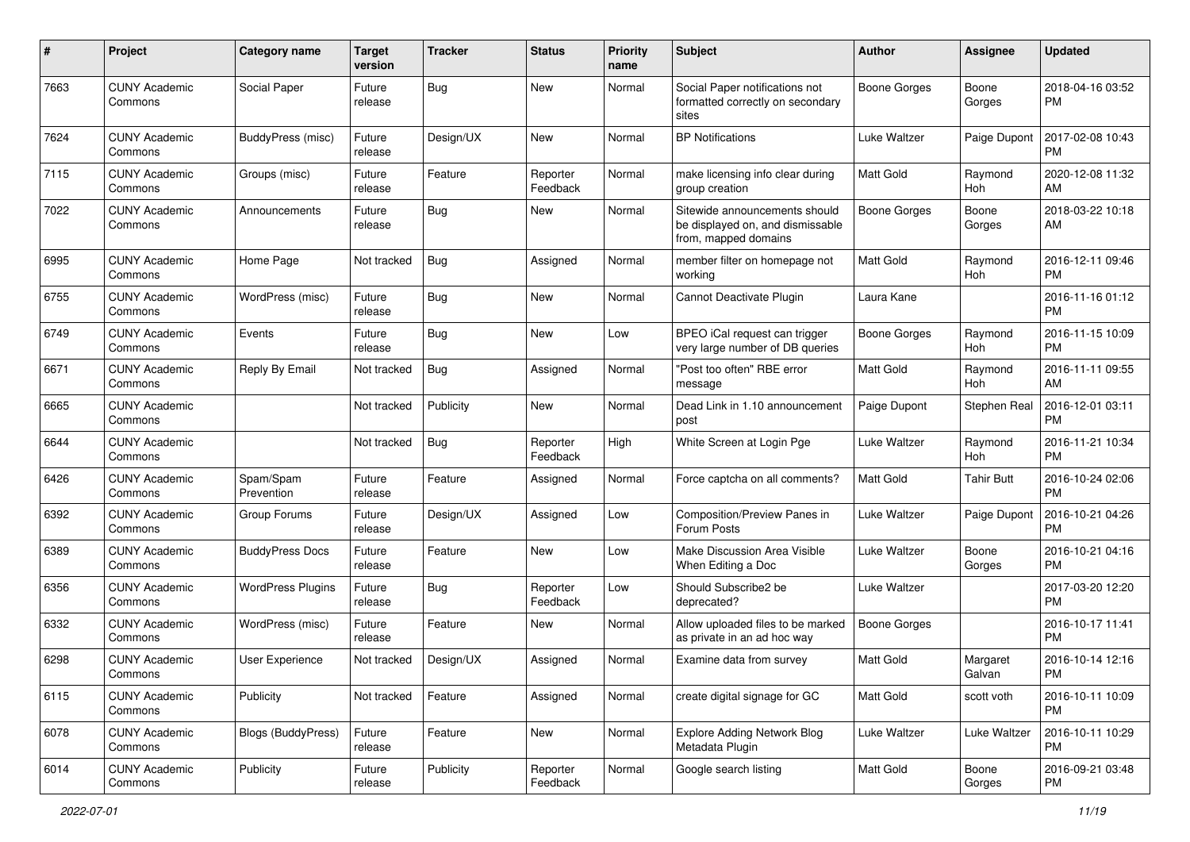| # | Project | Category name | Target version | Tracker | Status | Priority name | Subject | Author | Assignee | Updated |
|---|---|---|---|---|---|---|---|---|---|---|
| 7663 | CUNY Academic Commons | Social Paper | Future release | Bug | New | Normal | Social Paper notifications not formatted correctly on secondary sites | Boone Gorges | Boone Gorges | 2018-04-16 03:52 PM |
| 7624 | CUNY Academic Commons | BuddyPress (misc) | Future release | Design/UX | New | Normal | BP Notifications | Luke Waltzer | Paige Dupont | 2017-02-08 10:43 PM |
| 7115 | CUNY Academic Commons | Groups (misc) | Future release | Feature | Reporter Feedback | Normal | make licensing info clear during group creation | Matt Gold | Raymond Hoh | 2020-12-08 11:32 AM |
| 7022 | CUNY Academic Commons | Announcements | Future release | Bug | New | Normal | Sitewide announcements should be displayed on, and dismissable from, mapped domains | Boone Gorges | Boone Gorges | 2018-03-22 10:18 AM |
| 6995 | CUNY Academic Commons | Home Page | Not tracked | Bug | Assigned | Normal | member filter on homepage not working | Matt Gold | Raymond Hoh | 2016-12-11 09:46 PM |
| 6755 | CUNY Academic Commons | WordPress (misc) | Future release | Bug | New | Normal | Cannot Deactivate Plugin | Laura Kane | | 2016-11-16 01:12 PM |
| 6749 | CUNY Academic Commons | Events | Future release | Bug | New | Low | BPEO iCal request can trigger very large number of DB queries | Boone Gorges | Raymond Hoh | 2016-11-15 10:09 PM |
| 6671 | CUNY Academic Commons | Reply By Email | Not tracked | Bug | Assigned | Normal | "Post too often" RBE error message | Matt Gold | Raymond Hoh | 2016-11-11 09:55 AM |
| 6665 | CUNY Academic Commons | | Not tracked | Publicity | New | Normal | Dead Link in 1.10 announcement post | Paige Dupont | Stephen Real | 2016-12-01 03:11 PM |
| 6644 | CUNY Academic Commons | | Not tracked | Bug | Reporter Feedback | High | White Screen at Login Pge | Luke Waltzer | Raymond Hoh | 2016-11-21 10:34 PM |
| 6426 | CUNY Academic Commons | Spam/Spam Prevention | Future release | Feature | Assigned | Normal | Force captcha on all comments? | Matt Gold | Tahir Butt | 2016-10-24 02:06 PM |
| 6392 | CUNY Academic Commons | Group Forums | Future release | Design/UX | Assigned | Low | Composition/Preview Panes in Forum Posts | Luke Waltzer | Paige Dupont | 2016-10-21 04:26 PM |
| 6389 | CUNY Academic Commons | BuddyPress Docs | Future release | Feature | New | Low | Make Discussion Area Visible When Editing a Doc | Luke Waltzer | Boone Gorges | 2016-10-21 04:16 PM |
| 6356 | CUNY Academic Commons | WordPress Plugins | Future release | Bug | Reporter Feedback | Low | Should Subscribe2 be deprecated? | Luke Waltzer | | 2017-03-20 12:20 PM |
| 6332 | CUNY Academic Commons | WordPress (misc) | Future release | Feature | New | Normal | Allow uploaded files to be marked as private in an ad hoc way | Boone Gorges | | 2016-10-17 11:41 PM |
| 6298 | CUNY Academic Commons | User Experience | Not tracked | Design/UX | Assigned | Normal | Examine data from survey | Matt Gold | Margaret Galvan | 2016-10-14 12:16 PM |
| 6115 | CUNY Academic Commons | Publicity | Not tracked | Feature | Assigned | Normal | create digital signage for GC | Matt Gold | scott voth | 2016-10-11 10:09 PM |
| 6078 | CUNY Academic Commons | Blogs (BuddyPress) | Future release | Feature | New | Normal | Explore Adding Network Blog Metadata Plugin | Luke Waltzer | Luke Waltzer | 2016-10-11 10:29 PM |
| 6014 | CUNY Academic Commons | Publicity | Future release | Publicity | Reporter Feedback | Normal | Google search listing | Matt Gold | Boone Gorges | 2016-09-21 03:48 PM |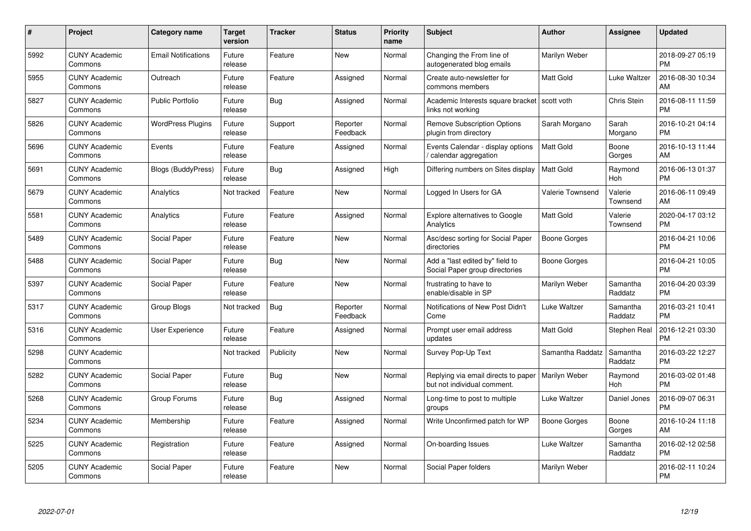| # | Project | Category name | Target version | Tracker | Status | Priority name | Subject | Author | Assignee | Updated |
|---|---|---|---|---|---|---|---|---|---|---|
| 5992 | CUNY Academic Commons | Email Notifications | Future release | Feature | New | Normal | Changing the From line of autogenerated blog emails | Marilyn Weber | | 2018-09-27 05:19 PM |
| 5955 | CUNY Academic Commons | Outreach | Future release | Feature | Assigned | Normal | Create auto-newsletter for commons members | Matt Gold | Luke Waltzer | 2016-08-30 10:34 AM |
| 5827 | CUNY Academic Commons | Public Portfolio | Future release | Bug | Assigned | Normal | Academic Interests square bracket links not working | scott voth | Chris Stein | 2016-08-11 11:59 PM |
| 5826 | CUNY Academic Commons | WordPress Plugins | Future release | Support | Reporter Feedback | Normal | Remove Subscription Options plugin from directory | Sarah Morgano | Sarah Morgano | 2016-10-21 04:14 PM |
| 5696 | CUNY Academic Commons | Events | Future release | Feature | Assigned | Normal | Events Calendar - display options / calendar aggregation | Matt Gold | Boone Gorges | 2016-10-13 11:44 AM |
| 5691 | CUNY Academic Commons | Blogs (BuddyPress) | Future release | Bug | Assigned | High | Differing numbers on Sites display | Matt Gold | Raymond Hoh | 2016-06-13 01:37 PM |
| 5679 | CUNY Academic Commons | Analytics | Not tracked | Feature | New | Normal | Logged In Users for GA | Valerie Townsend | Valerie Townsend | 2016-06-11 09:49 AM |
| 5581 | CUNY Academic Commons | Analytics | Future release | Feature | Assigned | Normal | Explore alternatives to Google Analytics | Matt Gold | Valerie Townsend | 2020-04-17 03:12 PM |
| 5489 | CUNY Academic Commons | Social Paper | Future release | Feature | New | Normal | Asc/desc sorting for Social Paper directories | Boone Gorges | | 2016-04-21 10:06 PM |
| 5488 | CUNY Academic Commons | Social Paper | Future release | Bug | New | Normal | Add a "last edited by" field to Social Paper group directories | Boone Gorges | | 2016-04-21 10:05 PM |
| 5397 | CUNY Academic Commons | Social Paper | Future release | Feature | New | Normal | frustrating to have to enable/disable in SP | Marilyn Weber | Samantha Raddatz | 2016-04-20 03:39 PM |
| 5317 | CUNY Academic Commons | Group Blogs | Not tracked | Bug | Reporter Feedback | Normal | Notifications of New Post Didn't Come | Luke Waltzer | Samantha Raddatz | 2016-03-21 10:41 PM |
| 5316 | CUNY Academic Commons | User Experience | Future release | Feature | Assigned | Normal | Prompt user email address updates | Matt Gold | Stephen Real | 2016-12-21 03:30 PM |
| 5298 | CUNY Academic Commons | | Not tracked | Publicity | New | Normal | Survey Pop-Up Text | Samantha Raddatz | Samantha Raddatz | 2016-03-22 12:27 PM |
| 5282 | CUNY Academic Commons | Social Paper | Future release | Bug | New | Normal | Replying via email directs to paper but not individual comment. | Marilyn Weber | Raymond Hoh | 2016-03-02 01:48 PM |
| 5268 | CUNY Academic Commons | Group Forums | Future release | Bug | Assigned | Normal | Long-time to post to multiple groups | Luke Waltzer | Daniel Jones | 2016-09-07 06:31 PM |
| 5234 | CUNY Academic Commons | Membership | Future release | Feature | Assigned | Normal | Write Unconfirmed patch for WP | Boone Gorges | Boone Gorges | 2016-10-24 11:18 AM |
| 5225 | CUNY Academic Commons | Registration | Future release | Feature | Assigned | Normal | On-boarding Issues | Luke Waltzer | Samantha Raddatz | 2016-02-12 02:58 PM |
| 5205 | CUNY Academic Commons | Social Paper | Future release | Feature | New | Normal | Social Paper folders | Marilyn Weber | | 2016-02-11 10:24 PM |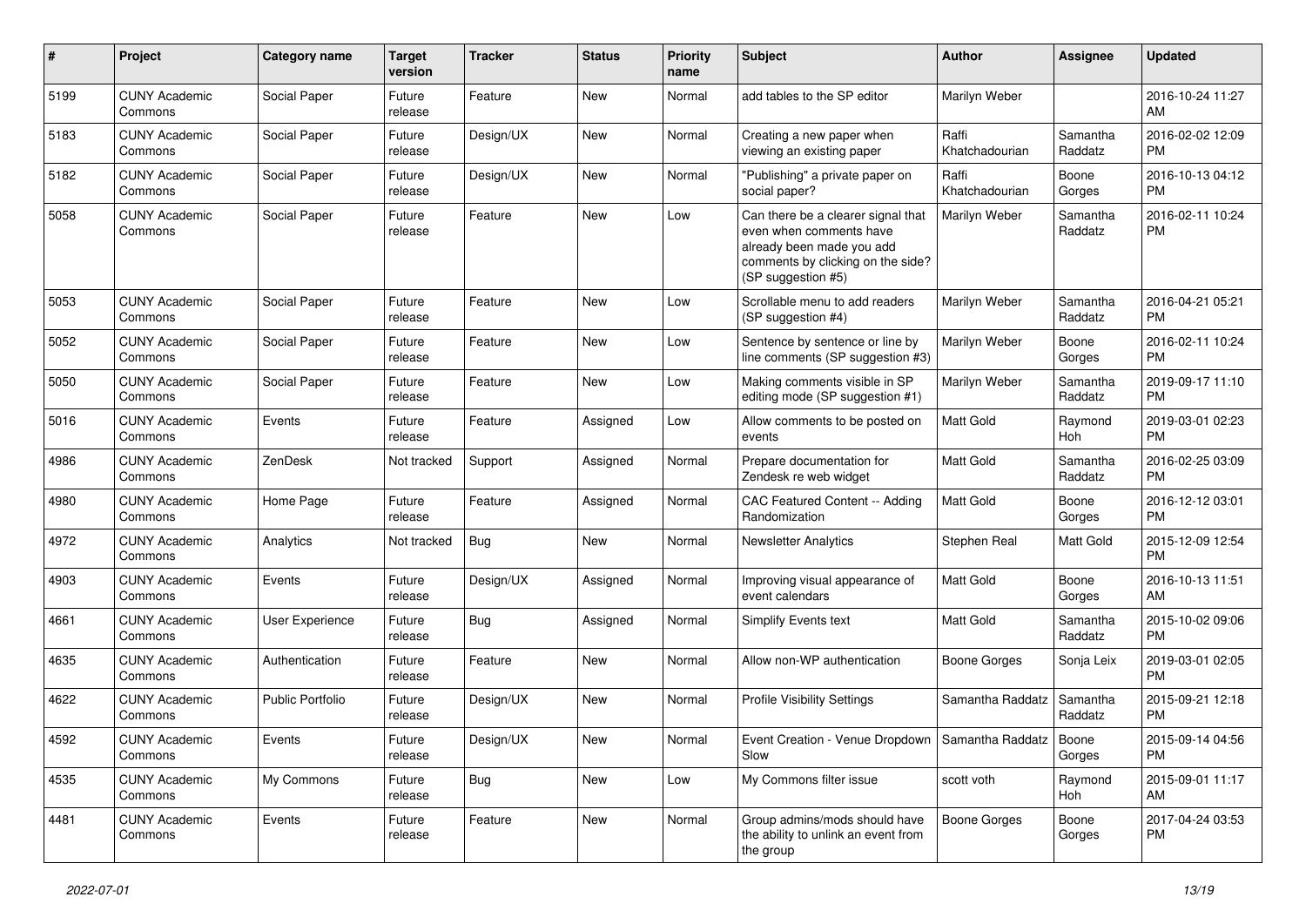| # | Project | Category name | Target version | Tracker | Status | Priority name | Subject | Author | Assignee | Updated |
|---|---|---|---|---|---|---|---|---|---|---|
| 5199 | CUNY Academic Commons | Social Paper | Future release | Feature | New | Normal | add tables to the SP editor | Marilyn Weber | | 2016-10-24 11:27 AM |
| 5183 | CUNY Academic Commons | Social Paper | Future release | Design/UX | New | Normal | Creating a new paper when viewing an existing paper | Raffi Khatchadourian | Samantha Raddatz | 2016-02-02 12:09 PM |
| 5182 | CUNY Academic Commons | Social Paper | Future release | Design/UX | New | Normal | "Publishing" a private paper on social paper? | Raffi Khatchadourian | Boone Gorges | 2016-10-13 04:12 PM |
| 5058 | CUNY Academic Commons | Social Paper | Future release | Feature | New | Low | Can there be a clearer signal that even when comments have already been made you add comments by clicking on the side? (SP suggestion #5) | Marilyn Weber | Samantha Raddatz | 2016-02-11 10:24 PM |
| 5053 | CUNY Academic Commons | Social Paper | Future release | Feature | New | Low | Scrollable menu to add readers (SP suggestion #4) | Marilyn Weber | Samantha Raddatz | 2016-04-21 05:21 PM |
| 5052 | CUNY Academic Commons | Social Paper | Future release | Feature | New | Low | Sentence by sentence or line by line comments (SP suggestion #3) | Marilyn Weber | Boone Gorges | 2016-02-11 10:24 PM |
| 5050 | CUNY Academic Commons | Social Paper | Future release | Feature | New | Low | Making comments visible in SP editing mode (SP suggestion #1) | Marilyn Weber | Samantha Raddatz | 2019-09-17 11:10 PM |
| 5016 | CUNY Academic Commons | Events | Future release | Feature | Assigned | Low | Allow comments to be posted on events | Matt Gold | Raymond Hoh | 2019-03-01 02:23 PM |
| 4986 | CUNY Academic Commons | ZenDesk | Not tracked | Support | Assigned | Normal | Prepare documentation for Zendesk re web widget | Matt Gold | Samantha Raddatz | 2016-02-25 03:09 PM |
| 4980 | CUNY Academic Commons | Home Page | Future release | Feature | Assigned | Normal | CAC Featured Content -- Adding Randomization | Matt Gold | Boone Gorges | 2016-12-12 03:01 PM |
| 4972 | CUNY Academic Commons | Analytics | Not tracked | Bug | New | Normal | Newsletter Analytics | Stephen Real | Matt Gold | 2015-12-09 12:54 PM |
| 4903 | CUNY Academic Commons | Events | Future release | Design/UX | Assigned | Normal | Improving visual appearance of event calendars | Matt Gold | Boone Gorges | 2016-10-13 11:51 AM |
| 4661 | CUNY Academic Commons | User Experience | Future release | Bug | Assigned | Normal | Simplify Events text | Matt Gold | Samantha Raddatz | 2015-10-02 09:06 PM |
| 4635 | CUNY Academic Commons | Authentication | Future release | Feature | New | Normal | Allow non-WP authentication | Boone Gorges | Sonja Leix | 2019-03-01 02:05 PM |
| 4622 | CUNY Academic Commons | Public Portfolio | Future release | Design/UX | New | Normal | Profile Visibility Settings | Samantha Raddatz | Samantha Raddatz | 2015-09-21 12:18 PM |
| 4592 | CUNY Academic Commons | Events | Future release | Design/UX | New | Normal | Event Creation - Venue Dropdown Slow | Samantha Raddatz | Boone Gorges | 2015-09-14 04:56 PM |
| 4535 | CUNY Academic Commons | My Commons | Future release | Bug | New | Low | My Commons filter issue | scott voth | Raymond Hoh | 2015-09-01 11:17 AM |
| 4481 | CUNY Academic Commons | Events | Future release | Feature | New | Normal | Group admins/mods should have the ability to unlink an event from the group | Boone Gorges | Boone Gorges | 2017-04-24 03:53 PM |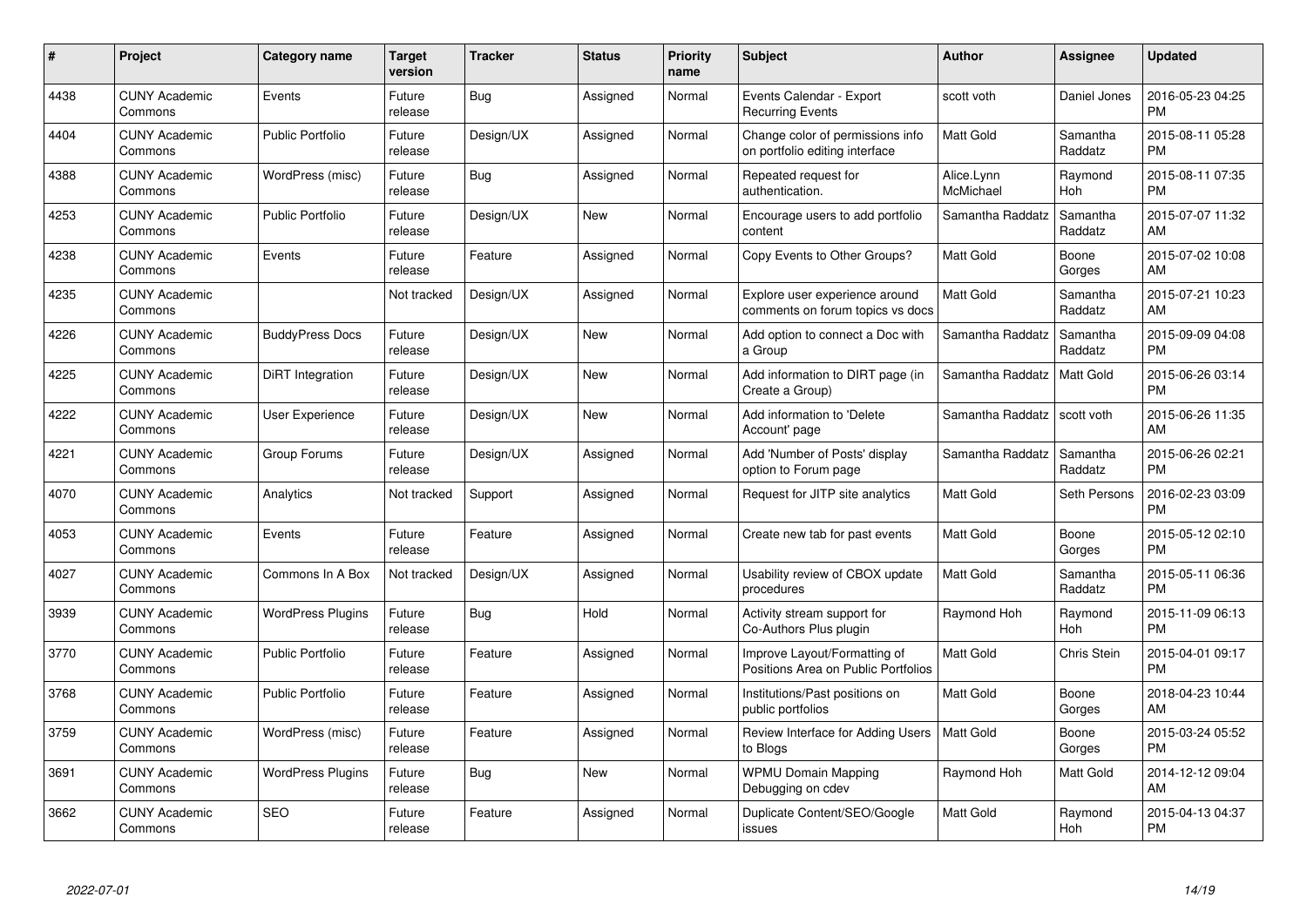| # | Project | Category name | Target version | Tracker | Status | Priority name | Subject | Author | Assignee | Updated |
|---|---|---|---|---|---|---|---|---|---|---|
| 4438 | CUNY Academic Commons | Events | Future release | Bug | Assigned | Normal | Events Calendar - Export Recurring Events | scott voth | Daniel Jones | 2016-05-23 04:25 PM |
| 4404 | CUNY Academic Commons | Public Portfolio | Future release | Design/UX | Assigned | Normal | Change color of permissions info on portfolio editing interface | Matt Gold | Samantha Raddatz | 2015-08-11 05:28 PM |
| 4388 | CUNY Academic Commons | WordPress (misc) | Future release | Bug | Assigned | Normal | Repeated request for authentication. | Alice.Lynn McMichael | Raymond Hoh | 2015-08-11 07:35 PM |
| 4253 | CUNY Academic Commons | Public Portfolio | Future release | Design/UX | New | Normal | Encourage users to add portfolio content | Samantha Raddatz | Samantha Raddatz | 2015-07-07 11:32 AM |
| 4238 | CUNY Academic Commons | Events | Future release | Feature | Assigned | Normal | Copy Events to Other Groups? | Matt Gold | Boone Gorges | 2015-07-02 10:08 AM |
| 4235 | CUNY Academic Commons | | Not tracked | Design/UX | Assigned | Normal | Explore user experience around comments on forum topics vs docs | Matt Gold | Samantha Raddatz | 2015-07-21 10:23 AM |
| 4226 | CUNY Academic Commons | BuddyPress Docs | Future release | Design/UX | New | Normal | Add option to connect a Doc with a Group | Samantha Raddatz | Samantha Raddatz | 2015-09-09 04:08 PM |
| 4225 | CUNY Academic Commons | DiRT Integration | Future release | Design/UX | New | Normal | Add information to DIRT page (in Create a Group) | Samantha Raddatz | Matt Gold | 2015-06-26 03:14 PM |
| 4222 | CUNY Academic Commons | User Experience | Future release | Design/UX | New | Normal | Add information to 'Delete Account' page | Samantha Raddatz | scott voth | 2015-06-26 11:35 AM |
| 4221 | CUNY Academic Commons | Group Forums | Future release | Design/UX | Assigned | Normal | Add 'Number of Posts' display option to Forum page | Samantha Raddatz | Samantha Raddatz | 2015-06-26 02:21 PM |
| 4070 | CUNY Academic Commons | Analytics | Not tracked | Support | Assigned | Normal | Request for JITP site analytics | Matt Gold | Seth Persons | 2016-02-23 03:09 PM |
| 4053 | CUNY Academic Commons | Events | Future release | Feature | Assigned | Normal | Create new tab for past events | Matt Gold | Boone Gorges | 2015-05-12 02:10 PM |
| 4027 | CUNY Academic Commons | Commons In A Box | Not tracked | Design/UX | Assigned | Normal | Usability review of CBOX update procedures | Matt Gold | Samantha Raddatz | 2015-05-11 06:36 PM |
| 3939 | CUNY Academic Commons | WordPress Plugins | Future release | Bug | Hold | Normal | Activity stream support for Co-Authors Plus plugin | Raymond Hoh | Raymond Hoh | 2015-11-09 06:13 PM |
| 3770 | CUNY Academic Commons | Public Portfolio | Future release | Feature | Assigned | Normal | Improve Layout/Formatting of Positions Area on Public Portfolios | Matt Gold | Chris Stein | 2015-04-01 09:17 PM |
| 3768 | CUNY Academic Commons | Public Portfolio | Future release | Feature | Assigned | Normal | Institutions/Past positions on public portfolios | Matt Gold | Boone Gorges | 2018-04-23 10:44 AM |
| 3759 | CUNY Academic Commons | WordPress (misc) | Future release | Feature | Assigned | Normal | Review Interface for Adding Users to Blogs | Matt Gold | Boone Gorges | 2015-03-24 05:52 PM |
| 3691 | CUNY Academic Commons | WordPress Plugins | Future release | Bug | New | Normal | WPMU Domain Mapping Debugging on cdev | Raymond Hoh | Matt Gold | 2014-12-12 09:04 AM |
| 3662 | CUNY Academic Commons | SEO | Future release | Feature | Assigned | Normal | Duplicate Content/SEO/Google issues | Matt Gold | Raymond Hoh | 2015-04-13 04:37 PM |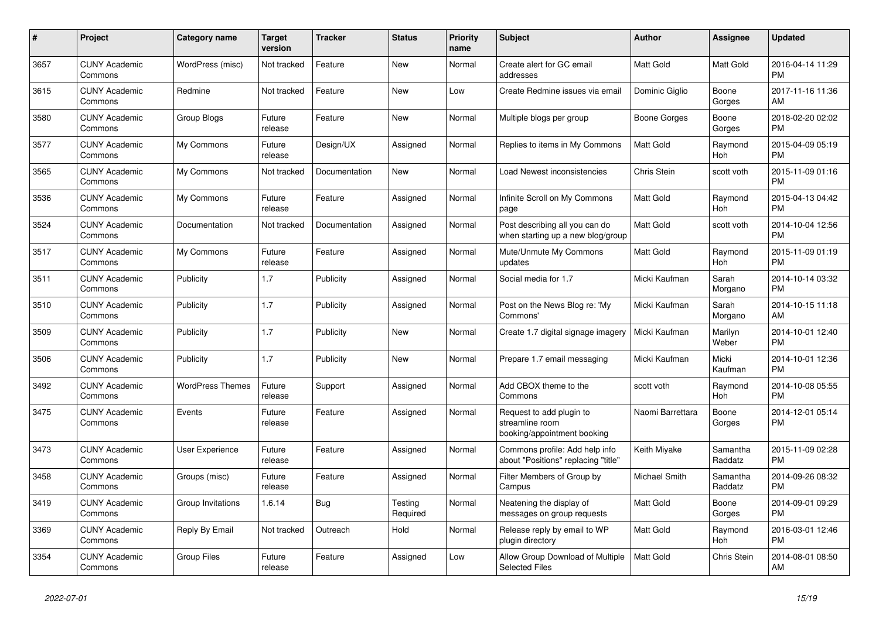| # | Project | Category name | Target version | Tracker | Status | Priority name | Subject | Author | Assignee | Updated |
|---|---|---|---|---|---|---|---|---|---|---|
| 3657 | CUNY Academic Commons | WordPress (misc) | Not tracked | Feature | New | Normal | Create alert for GC email addresses | Matt Gold | Matt Gold | 2016-04-14 11:29 PM |
| 3615 | CUNY Academic Commons | Redmine | Not tracked | Feature | New | Low | Create Redmine issues via email | Dominic Giglio | Boone Gorges | 2017-11-16 11:36 AM |
| 3580 | CUNY Academic Commons | Group Blogs | Future release | Feature | New | Normal | Multiple blogs per group | Boone Gorges | Boone Gorges | 2018-02-20 02:02 PM |
| 3577 | CUNY Academic Commons | My Commons | Future release | Design/UX | Assigned | Normal | Replies to items in My Commons | Matt Gold | Raymond Hoh | 2015-04-09 05:19 PM |
| 3565 | CUNY Academic Commons | My Commons | Not tracked | Documentation | New | Normal | Load Newest inconsistencies | Chris Stein | scott voth | 2015-11-09 01:16 PM |
| 3536 | CUNY Academic Commons | My Commons | Future release | Feature | Assigned | Normal | Infinite Scroll on My Commons page | Matt Gold | Raymond Hoh | 2015-04-13 04:42 PM |
| 3524 | CUNY Academic Commons | Documentation | Not tracked | Documentation | Assigned | Normal | Post describing all you can do when starting up a new blog/group | Matt Gold | scott voth | 2014-10-04 12:56 PM |
| 3517 | CUNY Academic Commons | My Commons | Future release | Feature | Assigned | Normal | Mute/Unmute My Commons updates | Matt Gold | Raymond Hoh | 2015-11-09 01:19 PM |
| 3511 | CUNY Academic Commons | Publicity | 1.7 | Publicity | Assigned | Normal | Social media for 1.7 | Micki Kaufman | Sarah Morgano | 2014-10-14 03:32 PM |
| 3510 | CUNY Academic Commons | Publicity | 1.7 | Publicity | Assigned | Normal | Post on the News Blog re: 'My Commons' | Micki Kaufman | Sarah Morgano | 2014-10-15 11:18 AM |
| 3509 | CUNY Academic Commons | Publicity | 1.7 | Publicity | New | Normal | Create 1.7 digital signage imagery | Micki Kaufman | Marilyn Weber | 2014-10-01 12:40 PM |
| 3506 | CUNY Academic Commons | Publicity | 1.7 | Publicity | New | Normal | Prepare 1.7 email messaging | Micki Kaufman | Micki Kaufman | 2014-10-01 12:36 PM |
| 3492 | CUNY Academic Commons | WordPress Themes | Future release | Support | Assigned | Normal | Add CBOX theme to the Commons | scott voth | Raymond Hoh | 2014-10-08 05:55 PM |
| 3475 | CUNY Academic Commons | Events | Future release | Feature | Assigned | Normal | Request to add plugin to streamline room booking/appointment booking | Naomi Barrettara | Boone Gorges | 2014-12-01 05:14 PM |
| 3473 | CUNY Academic Commons | User Experience | Future release | Feature | Assigned | Normal | Commons profile: Add help info about "Positions" replacing "title" | Keith Miyake | Samantha Raddatz | 2015-11-09 02:28 PM |
| 3458 | CUNY Academic Commons | Groups (misc) | Future release | Feature | Assigned | Normal | Filter Members of Group by Campus | Michael Smith | Samantha Raddatz | 2014-09-26 08:32 PM |
| 3419 | CUNY Academic Commons | Group Invitations | 1.6.14 | Bug | Testing Required | Normal | Neatening the display of messages on group requests | Matt Gold | Boone Gorges | 2014-09-01 09:29 PM |
| 3369 | CUNY Academic Commons | Reply By Email | Not tracked | Outreach | Hold | Normal | Release reply by email to WP plugin directory | Matt Gold | Raymond Hoh | 2016-03-01 12:46 PM |
| 3354 | CUNY Academic Commons | Group Files | Future release | Feature | Assigned | Low | Allow Group Download of Multiple Selected Files | Matt Gold | Chris Stein | 2014-08-01 08:50 AM |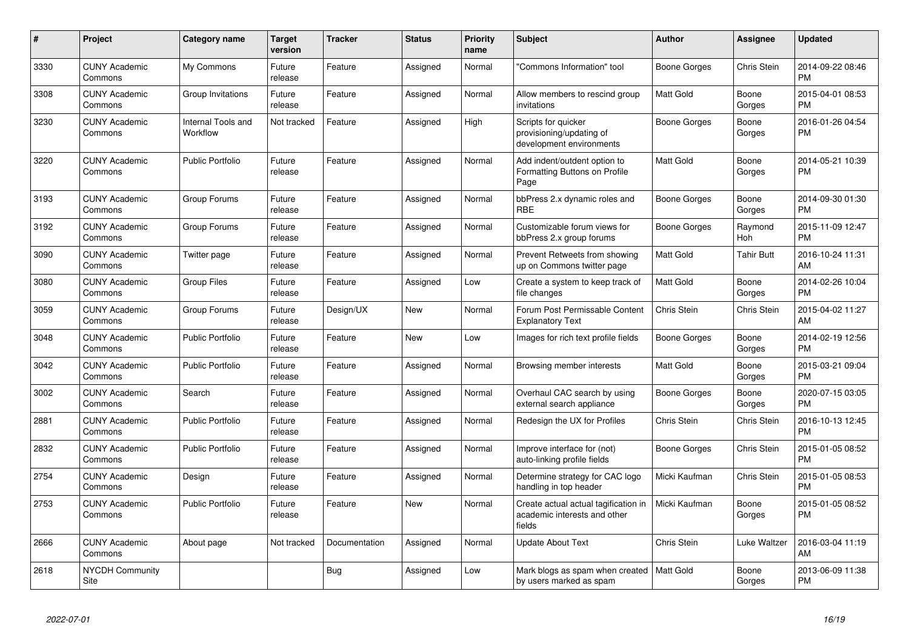| # | Project | Category name | Target version | Tracker | Status | Priority name | Subject | Author | Assignee | Updated |
|---|---|---|---|---|---|---|---|---|---|---|
| 3330 | CUNY Academic Commons | My Commons | Future release | Feature | Assigned | Normal | "Commons Information" tool | Boone Gorges | Chris Stein | 2014-09-22 08:46 PM |
| 3308 | CUNY Academic Commons | Group Invitations | Future release | Feature | Assigned | Normal | Allow members to rescind group invitations | Matt Gold | Boone Gorges | 2015-04-01 08:53 PM |
| 3230 | CUNY Academic Commons | Internal Tools and Workflow | Not tracked | Feature | Assigned | High | Scripts for quicker provisioning/updating of development environments | Boone Gorges | Boone Gorges | 2016-01-26 04:54 PM |
| 3220 | CUNY Academic Commons | Public Portfolio | Future release | Feature | Assigned | Normal | Add indent/outdent option to Formatting Buttons on Profile Page | Matt Gold | Boone Gorges | 2014-05-21 10:39 PM |
| 3193 | CUNY Academic Commons | Group Forums | Future release | Feature | Assigned | Normal | bbPress 2.x dynamic roles and RBE | Boone Gorges | Boone Gorges | 2014-09-30 01:30 PM |
| 3192 | CUNY Academic Commons | Group Forums | Future release | Feature | Assigned | Normal | Customizable forum views for bbPress 2.x group forums | Boone Gorges | Raymond Hoh | 2015-11-09 12:47 PM |
| 3090 | CUNY Academic Commons | Twitter page | Future release | Feature | Assigned | Normal | Prevent Retweets from showing up on Commons twitter page | Matt Gold | Tahir Butt | 2016-10-24 11:31 AM |
| 3080 | CUNY Academic Commons | Group Files | Future release | Feature | Assigned | Low | Create a system to keep track of file changes | Matt Gold | Boone Gorges | 2014-02-26 10:04 PM |
| 3059 | CUNY Academic Commons | Group Forums | Future release | Design/UX | New | Normal | Forum Post Permissable Content Explanatory Text | Chris Stein | Chris Stein | 2015-04-02 11:27 AM |
| 3048 | CUNY Academic Commons | Public Portfolio | Future release | Feature | New | Low | Images for rich text profile fields | Boone Gorges | Boone Gorges | 2014-02-19 12:56 PM |
| 3042 | CUNY Academic Commons | Public Portfolio | Future release | Feature | Assigned | Normal | Browsing member interests | Matt Gold | Boone Gorges | 2015-03-21 09:04 PM |
| 3002 | CUNY Academic Commons | Search | Future release | Feature | Assigned | Normal | Overhaul CAC search by using external search appliance | Boone Gorges | Boone Gorges | 2020-07-15 03:05 PM |
| 2881 | CUNY Academic Commons | Public Portfolio | Future release | Feature | Assigned | Normal | Redesign the UX for Profiles | Chris Stein | Chris Stein | 2016-10-13 12:45 PM |
| 2832 | CUNY Academic Commons | Public Portfolio | Future release | Feature | Assigned | Normal | Improve interface for (not) auto-linking profile fields | Boone Gorges | Chris Stein | 2015-01-05 08:52 PM |
| 2754 | CUNY Academic Commons | Design | Future release | Feature | Assigned | Normal | Determine strategy for CAC logo handling in top header | Micki Kaufman | Chris Stein | 2015-01-05 08:53 PM |
| 2753 | CUNY Academic Commons | Public Portfolio | Future release | Feature | New | Normal | Create actual actual tagification in academic interests and other fields | Micki Kaufman | Boone Gorges | 2015-01-05 08:52 PM |
| 2666 | CUNY Academic Commons | About page | Not tracked | Documentation | Assigned | Normal | Update About Text | Chris Stein | Luke Waltzer | 2016-03-04 11:19 AM |
| 2618 | NYCDH Community Site | | | Bug | Assigned | Low | Mark blogs as spam when created by users marked as spam | Matt Gold | Boone Gorges | 2013-06-09 11:38 PM |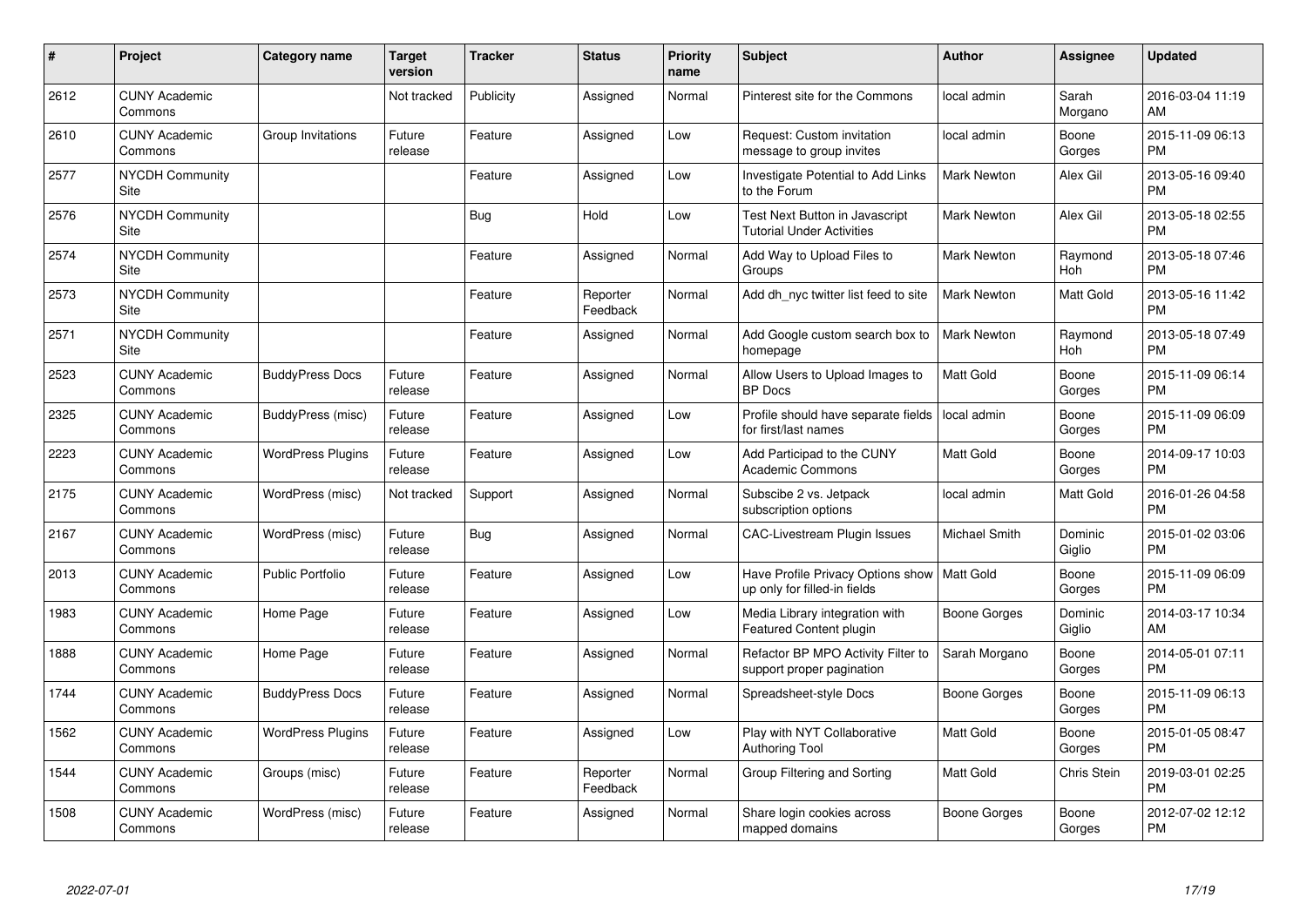| # | Project | Category name | Target version | Tracker | Status | Priority name | Subject | Author | Assignee | Updated |
|---|---|---|---|---|---|---|---|---|---|---|
| 2612 | CUNY Academic Commons | | Not tracked | Publicity | Assigned | Normal | Pinterest site for the Commons | local admin | Sarah Morgano | 2016-03-04 11:19 AM |
| 2610 | CUNY Academic Commons | Group Invitations | Future release | Feature | Assigned | Low | Request: Custom invitation message to group invites | local admin | Boone Gorges | 2015-11-09 06:13 PM |
| 2577 | NYCDH Community Site | | | Feature | Assigned | Low | Investigate Potential to Add Links to the Forum | Mark Newton | Alex Gil | 2013-05-16 09:40 PM |
| 2576 | NYCDH Community Site | | | Bug | Hold | Low | Test Next Button in Javascript Tutorial Under Activities | Mark Newton | Alex Gil | 2013-05-18 02:55 PM |
| 2574 | NYCDH Community Site | | | Feature | Assigned | Normal | Add Way to Upload Files to Groups | Mark Newton | Raymond Hoh | 2013-05-18 07:46 PM |
| 2573 | NYCDH Community Site | | | Feature | Reporter Feedback | Normal | Add dh_nyc twitter list feed to site | Mark Newton | Matt Gold | 2013-05-16 11:42 PM |
| 2571 | NYCDH Community Site | | | Feature | Assigned | Normal | Add Google custom search box to homepage | Mark Newton | Raymond Hoh | 2013-05-18 07:49 PM |
| 2523 | CUNY Academic Commons | BuddyPress Docs | Future release | Feature | Assigned | Normal | Allow Users to Upload Images to BP Docs | Matt Gold | Boone Gorges | 2015-11-09 06:14 PM |
| 2325 | CUNY Academic Commons | BuddyPress (misc) | Future release | Feature | Assigned | Low | Profile should have separate fields for first/last names | local admin | Boone Gorges | 2015-11-09 06:09 PM |
| 2223 | CUNY Academic Commons | WordPress Plugins | Future release | Feature | Assigned | Low | Add Participad to the CUNY Academic Commons | Matt Gold | Boone Gorges | 2014-09-17 10:03 PM |
| 2175 | CUNY Academic Commons | WordPress (misc) | Not tracked | Support | Assigned | Normal | Subscibe 2 vs. Jetpack subscription options | local admin | Matt Gold | 2016-01-26 04:58 PM |
| 2167 | CUNY Academic Commons | WordPress (misc) | Future release | Bug | Assigned | Normal | CAC-Livestream Plugin Issues | Michael Smith | Dominic Giglio | 2015-01-02 03:06 PM |
| 2013 | CUNY Academic Commons | Public Portfolio | Future release | Feature | Assigned | Low | Have Profile Privacy Options show up only for filled-in fields | Matt Gold | Boone Gorges | 2015-11-09 06:09 PM |
| 1983 | CUNY Academic Commons | Home Page | Future release | Feature | Assigned | Low | Media Library integration with Featured Content plugin | Boone Gorges | Dominic Giglio | 2014-03-17 10:34 AM |
| 1888 | CUNY Academic Commons | Home Page | Future release | Feature | Assigned | Normal | Refactor BP MPO Activity Filter to support proper pagination | Sarah Morgano | Boone Gorges | 2014-05-01 07:11 PM |
| 1744 | CUNY Academic Commons | BuddyPress Docs | Future release | Feature | Assigned | Normal | Spreadsheet-style Docs | Boone Gorges | Boone Gorges | 2015-11-09 06:13 PM |
| 1562 | CUNY Academic Commons | WordPress Plugins | Future release | Feature | Assigned | Low | Play with NYT Collaborative Authoring Tool | Matt Gold | Boone Gorges | 2015-01-05 08:47 PM |
| 1544 | CUNY Academic Commons | Groups (misc) | Future release | Feature | Reporter Feedback | Normal | Group Filtering and Sorting | Matt Gold | Chris Stein | 2019-03-01 02:25 PM |
| 1508 | CUNY Academic Commons | WordPress (misc) | Future release | Feature | Assigned | Normal | Share login cookies across mapped domains | Boone Gorges | Boone Gorges | 2012-07-02 12:12 PM |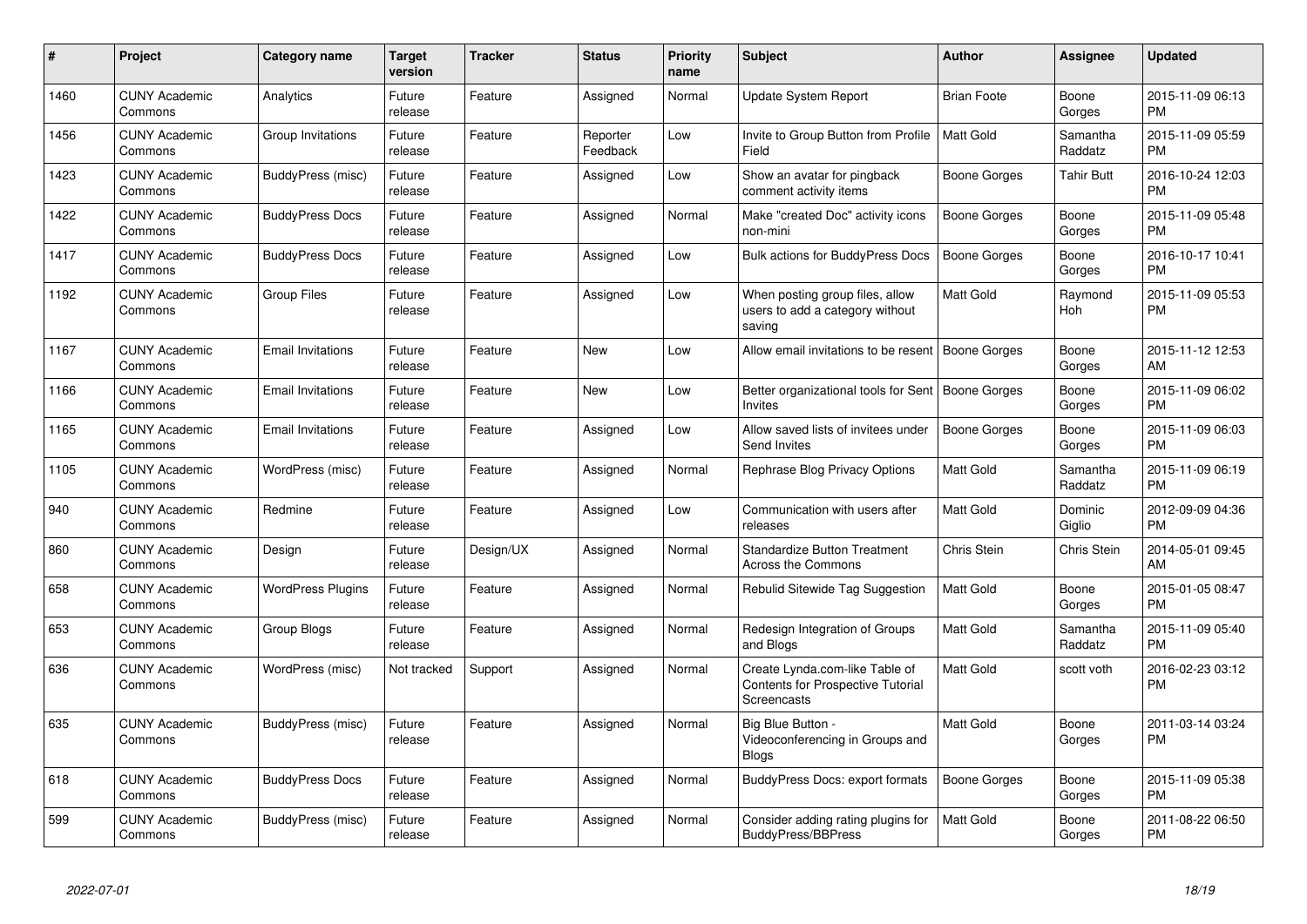| # | Project | Category name | Target version | Tracker | Status | Priority name | Subject | Author | Assignee | Updated |
|---|---|---|---|---|---|---|---|---|---|---|
| 1460 | CUNY Academic Commons | Analytics | Future release | Feature | Assigned | Normal | Update System Report | Brian Foote | Boone Gorges | 2015-11-09 06:13 PM |
| 1456 | CUNY Academic Commons | Group Invitations | Future release | Feature | Reporter Feedback | Low | Invite to Group Button from Profile Field | Matt Gold | Samantha Raddatz | 2015-11-09 05:59 PM |
| 1423 | CUNY Academic Commons | BuddyPress (misc) | Future release | Feature | Assigned | Low | Show an avatar for pingback comment activity items | Boone Gorges | Tahir Butt | 2016-10-24 12:03 PM |
| 1422 | CUNY Academic Commons | BuddyPress Docs | Future release | Feature | Assigned | Normal | Make "created Doc" activity icons non-mini | Boone Gorges | Boone Gorges | 2015-11-09 05:48 PM |
| 1417 | CUNY Academic Commons | BuddyPress Docs | Future release | Feature | Assigned | Low | Bulk actions for BuddyPress Docs | Boone Gorges | Boone Gorges | 2016-10-17 10:41 PM |
| 1192 | CUNY Academic Commons | Group Files | Future release | Feature | Assigned | Low | When posting group files, allow users to add a category without saving | Matt Gold | Raymond Hoh | 2015-11-09 05:53 PM |
| 1167 | CUNY Academic Commons | Email Invitations | Future release | Feature | New | Low | Allow email invitations to be resent | Boone Gorges | Boone Gorges | 2015-11-12 12:53 AM |
| 1166 | CUNY Academic Commons | Email Invitations | Future release | Feature | New | Low | Better organizational tools for Sent Invites | Boone Gorges | Boone Gorges | 2015-11-09 06:02 PM |
| 1165 | CUNY Academic Commons | Email Invitations | Future release | Feature | Assigned | Low | Allow saved lists of invitees under Send Invites | Boone Gorges | Boone Gorges | 2015-11-09 06:03 PM |
| 1105 | CUNY Academic Commons | WordPress (misc) | Future release | Feature | Assigned | Normal | Rephrase Blog Privacy Options | Matt Gold | Samantha Raddatz | 2015-11-09 06:19 PM |
| 940 | CUNY Academic Commons | Redmine | Future release | Feature | Assigned | Low | Communication with users after releases | Matt Gold | Dominic Giglio | 2012-09-09 04:36 PM |
| 860 | CUNY Academic Commons | Design | Future release | Design/UX | Assigned | Normal | Standardize Button Treatment Across the Commons | Chris Stein | Chris Stein | 2014-05-01 09:45 AM |
| 658 | CUNY Academic Commons | WordPress Plugins | Future release | Feature | Assigned | Normal | Rebulid Sitewide Tag Suggestion | Matt Gold | Boone Gorges | 2015-01-05 08:47 PM |
| 653 | CUNY Academic Commons | Group Blogs | Future release | Feature | Assigned | Normal | Redesign Integration of Groups and Blogs | Matt Gold | Samantha Raddatz | 2015-11-09 05:40 PM |
| 636 | CUNY Academic Commons | WordPress (misc) | Not tracked | Support | Assigned | Normal | Create Lynda.com-like Table of Contents for Prospective Tutorial Screencasts | Matt Gold | scott voth | 2016-02-23 03:12 PM |
| 635 | CUNY Academic Commons | BuddyPress (misc) | Future release | Feature | Assigned | Normal | Big Blue Button - Videoconferencing in Groups and Blogs | Matt Gold | Boone Gorges | 2011-03-14 03:24 PM |
| 618 | CUNY Academic Commons | BuddyPress Docs | Future release | Feature | Assigned | Normal | BuddyPress Docs: export formats | Boone Gorges | Boone Gorges | 2015-11-09 05:38 PM |
| 599 | CUNY Academic Commons | BuddyPress (misc) | Future release | Feature | Assigned | Normal | Consider adding rating plugins for BuddyPress/BBPress | Matt Gold | Boone Gorges | 2011-08-22 06:50 PM |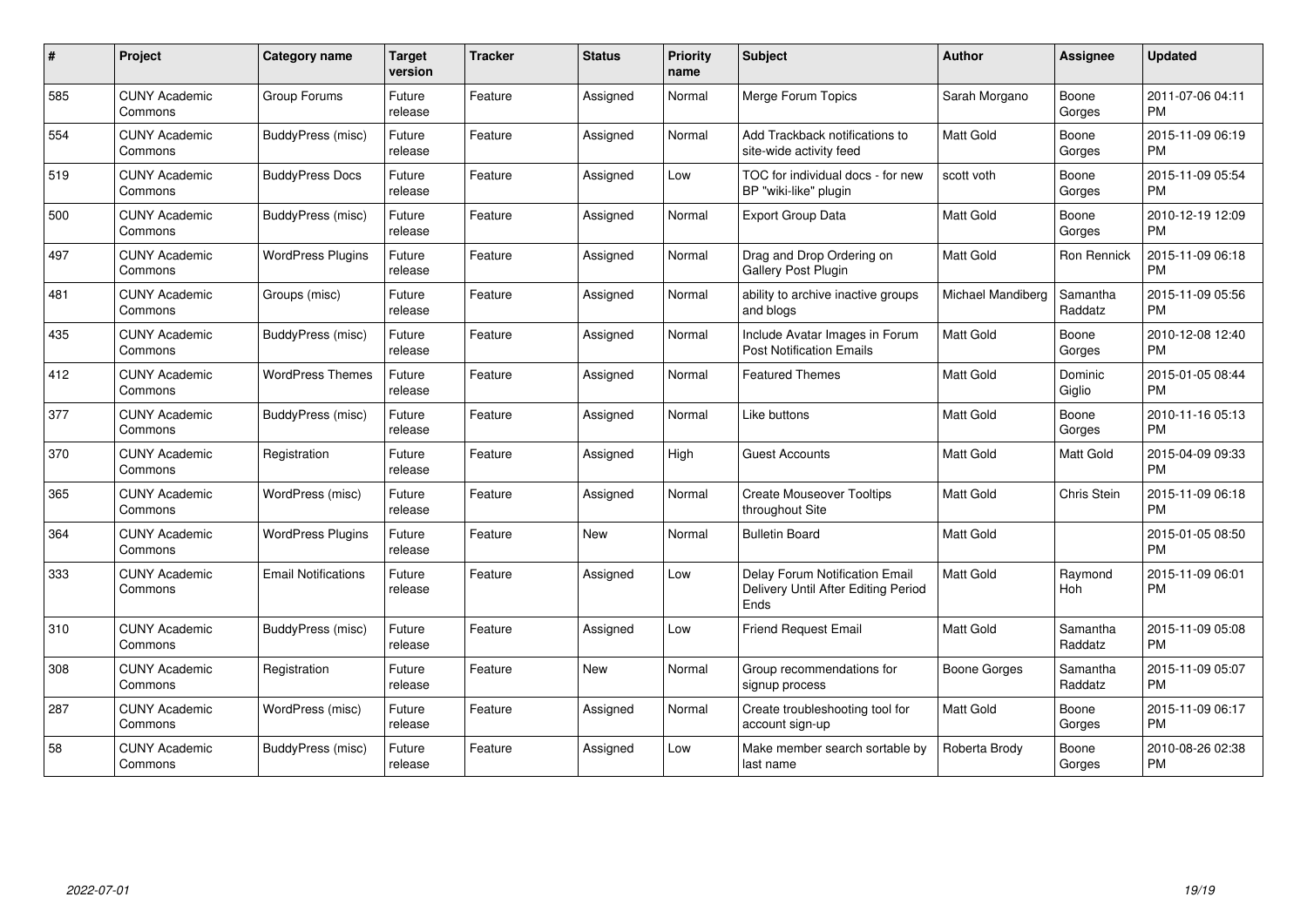| # | Project | Category name | Target version | Tracker | Status | Priority name | Subject | Author | Assignee | Updated |
|---|---|---|---|---|---|---|---|---|---|---|
| 585 | CUNY Academic Commons | Group Forums | Future release | Feature | Assigned | Normal | Merge Forum Topics | Sarah Morgano | Boone Gorges | 2011-07-06 04:11 PM |
| 554 | CUNY Academic Commons | BuddyPress (misc) | Future release | Feature | Assigned | Normal | Add Trackback notifications to site-wide activity feed | Matt Gold | Boone Gorges | 2015-11-09 06:19 PM |
| 519 | CUNY Academic Commons | BuddyPress Docs | Future release | Feature | Assigned | Low | TOC for individual docs - for new BP "wiki-like" plugin | scott voth | Boone Gorges | 2015-11-09 05:54 PM |
| 500 | CUNY Academic Commons | BuddyPress (misc) | Future release | Feature | Assigned | Normal | Export Group Data | Matt Gold | Boone Gorges | 2010-12-19 12:09 PM |
| 497 | CUNY Academic Commons | WordPress Plugins | Future release | Feature | Assigned | Normal | Drag and Drop Ordering on Gallery Post Plugin | Matt Gold | Ron Rennick | 2015-11-09 06:18 PM |
| 481 | CUNY Academic Commons | Groups (misc) | Future release | Feature | Assigned | Normal | ability to archive inactive groups and blogs | Michael Mandiberg | Samantha Raddatz | 2015-11-09 05:56 PM |
| 435 | CUNY Academic Commons | BuddyPress (misc) | Future release | Feature | Assigned | Normal | Include Avatar Images in Forum Post Notification Emails | Matt Gold | Boone Gorges | 2010-12-08 12:40 PM |
| 412 | CUNY Academic Commons | WordPress Themes | Future release | Feature | Assigned | Normal | Featured Themes | Matt Gold | Dominic Giglio | 2015-01-05 08:44 PM |
| 377 | CUNY Academic Commons | BuddyPress (misc) | Future release | Feature | Assigned | Normal | Like buttons | Matt Gold | Boone Gorges | 2010-11-16 05:13 PM |
| 370 | CUNY Academic Commons | Registration | Future release | Feature | Assigned | High | Guest Accounts | Matt Gold | Matt Gold | 2015-04-09 09:33 PM |
| 365 | CUNY Academic Commons | WordPress (misc) | Future release | Feature | Assigned | Normal | Create Mouseover Tooltips throughout Site | Matt Gold | Chris Stein | 2015-11-09 06:18 PM |
| 364 | CUNY Academic Commons | WordPress Plugins | Future release | Feature | New | Normal | Bulletin Board | Matt Gold | | 2015-01-05 08:50 PM |
| 333 | CUNY Academic Commons | Email Notifications | Future release | Feature | Assigned | Low | Delay Forum Notification Email Delivery Until After Editing Period Ends | Matt Gold | Raymond Hoh | 2015-11-09 06:01 PM |
| 310 | CUNY Academic Commons | BuddyPress (misc) | Future release | Feature | Assigned | Low | Friend Request Email | Matt Gold | Samantha Raddatz | 2015-11-09 05:08 PM |
| 308 | CUNY Academic Commons | Registration | Future release | Feature | New | Normal | Group recommendations for signup process | Boone Gorges | Samantha Raddatz | 2015-11-09 05:07 PM |
| 287 | CUNY Academic Commons | WordPress (misc) | Future release | Feature | Assigned | Normal | Create troubleshooting tool for account sign-up | Matt Gold | Boone Gorges | 2015-11-09 06:17 PM |
| 58 | CUNY Academic Commons | BuddyPress (misc) | Future release | Feature | Assigned | Low | Make member search sortable by last name | Roberta Brody | Boone Gorges | 2010-08-26 02:38 PM |